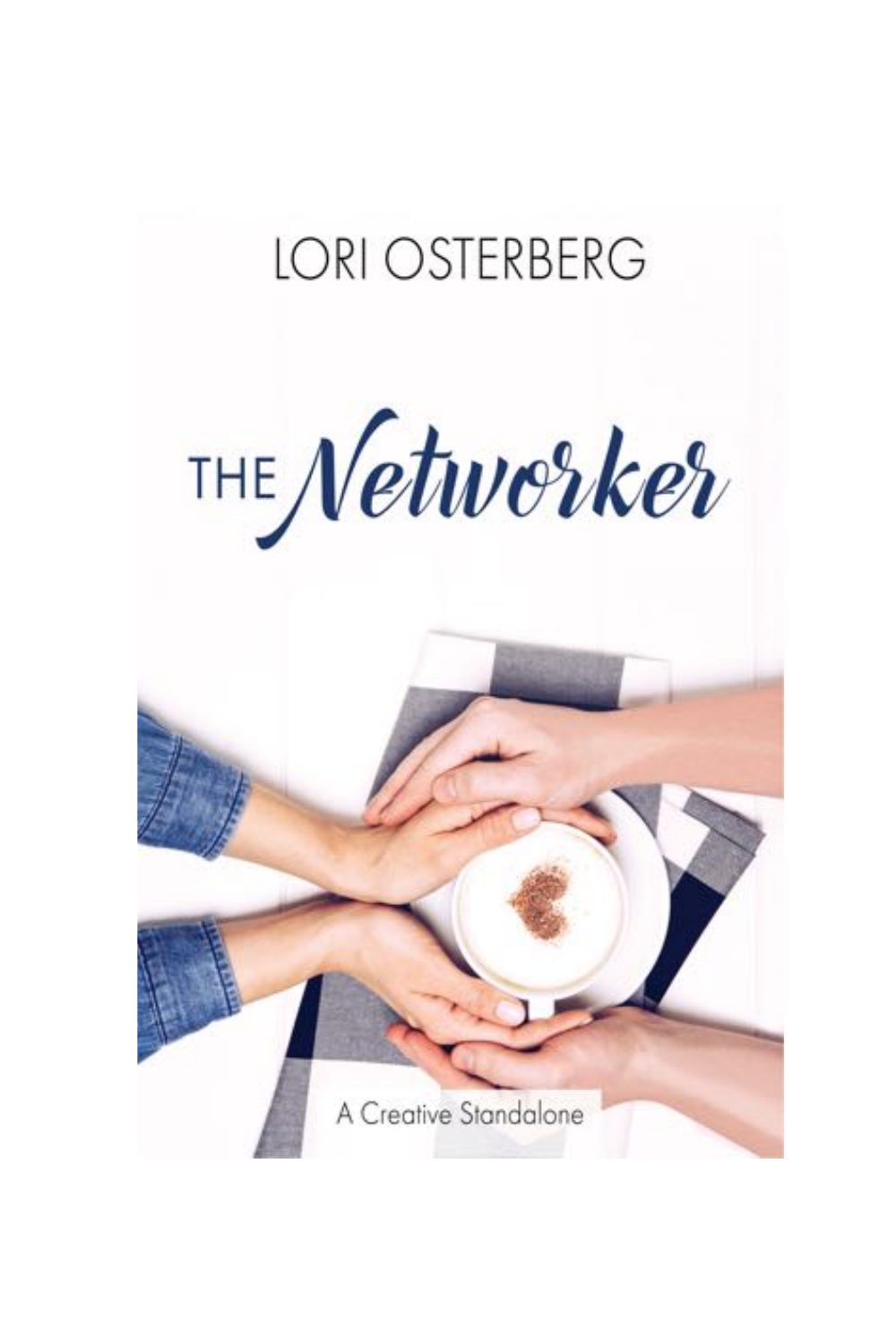LORI OSTERBERG

# THE *Networker*

A Creative Standalone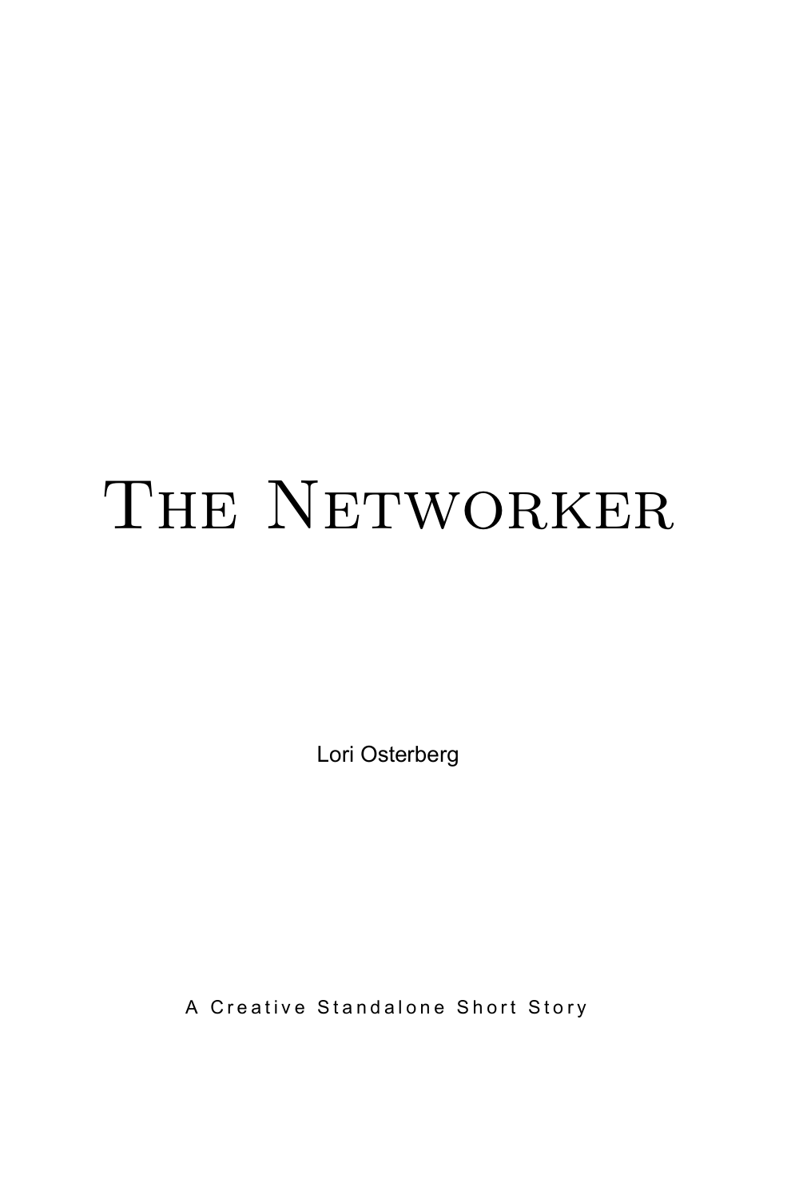# The Networker

Lori Osterberg

A Creative Standalone Short Story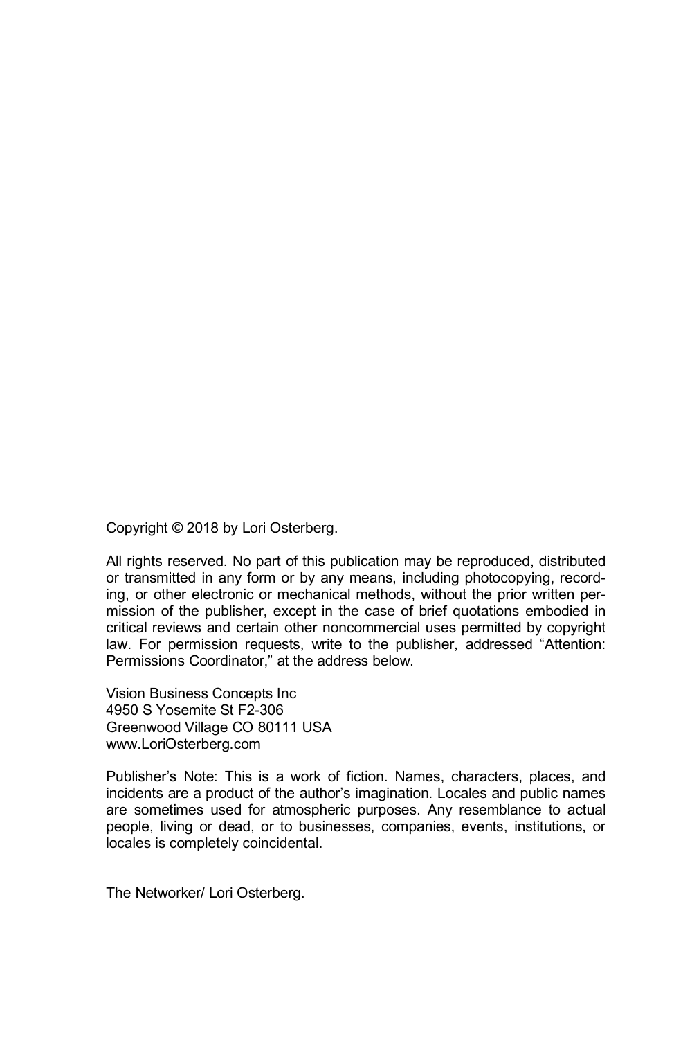Copyright © 2018 by Lori Osterberg.

All rights reserved. No part of this publication may be reproduced, distributed or transmitted in any form or by any means, including photocopying, recording, or other electronic or mechanical methods, without the prior written permission of the publisher, except in the case of brief quotations embodied in critical reviews and certain other noncommercial uses permitted by copyright law. For permission requests, write to the publisher, addressed “Attention: Permissions Coordinator,” at the address below.

Vision Business Concepts Inc
4950 S Yosemite St F2-306
Greenwood Village CO 80111 USA
www.LoriOsterberg.com

Publisher’s Note: This is a work of fiction. Names, characters, places, and incidents are a product of the author’s imagination. Locales and public names are sometimes used for atmospheric purposes. Any resemblance to actual people, living or dead, or to businesses, companies, events, institutions, or locales is completely coincidental.

The Networker/ Lori Osterberg.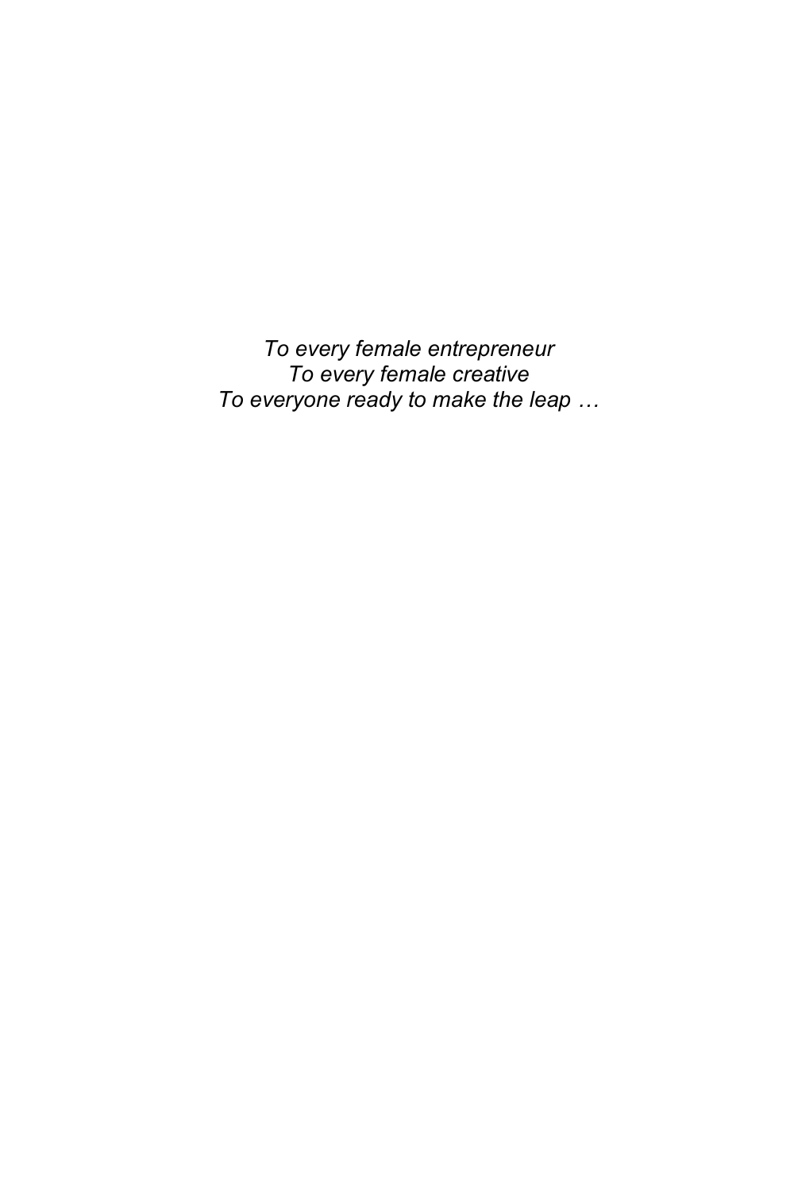*To every female entrepreneur*
*To every female creative*
*To everyone ready to make the leap …*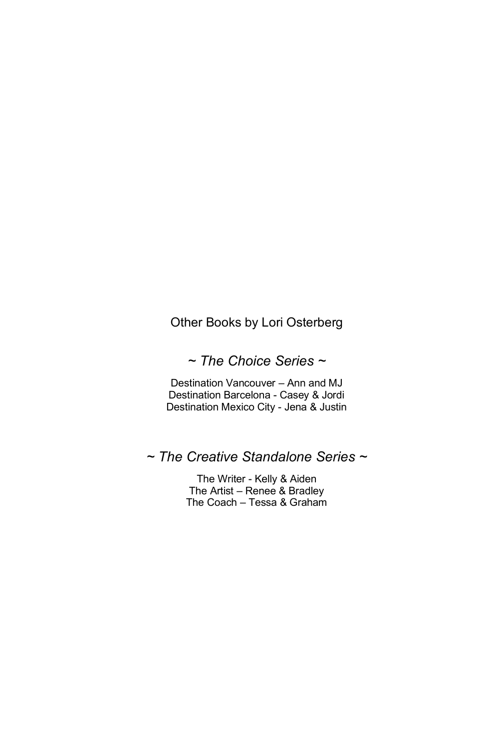Other Books by Lori Osterberg

*~ The Choice Series ~*

Destination Vancouver – Ann and MJ
Destination Barcelona - Casey & Jordi
Destination Mexico City - Jena & Justin

*~ The Creative Standalone Series ~*

The Writer - Kelly & Aiden
The Artist – Renee & Bradley
The Coach – Tessa & Graham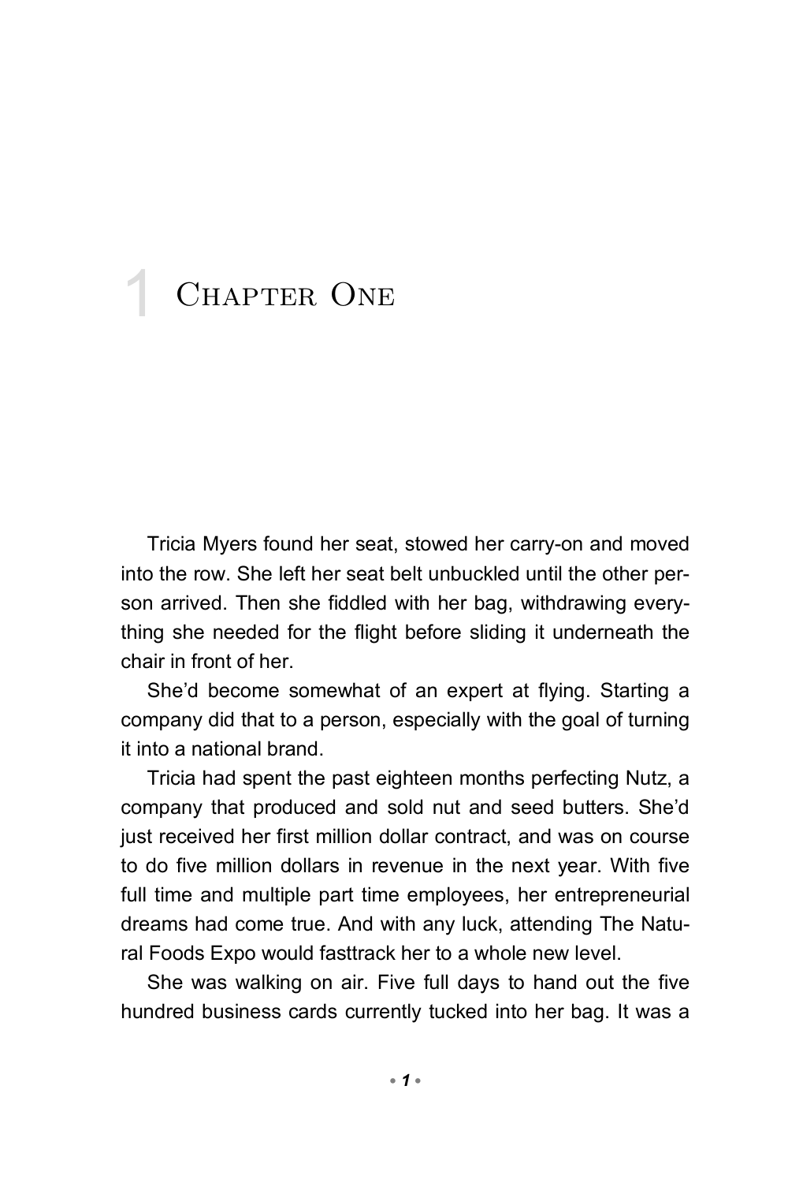# 1 Chapter One

Tricia Myers found her seat, stowed her carry-on and moved into the row. She left her seat belt unbuckled until the other person arrived. Then she fiddled with her bag, withdrawing everything she needed for the flight before sliding it underneath the chair in front of her.

She'd become somewhat of an expert at flying. Starting a company did that to a person, especially with the goal of turning it into a national brand.

Tricia had spent the past eighteen months perfecting Nutz, a company that produced and sold nut and seed butters. She'd just received her first million dollar contract, and was on course to do five million dollars in revenue in the next year. With five full time and multiple part time employees, her entrepreneurial dreams had come true. And with any luck, attending The Natural Foods Expo would fasttrack her to a whole new level.

She was walking on air. Five full days to hand out the five hundred business cards currently tucked into her bag. It was a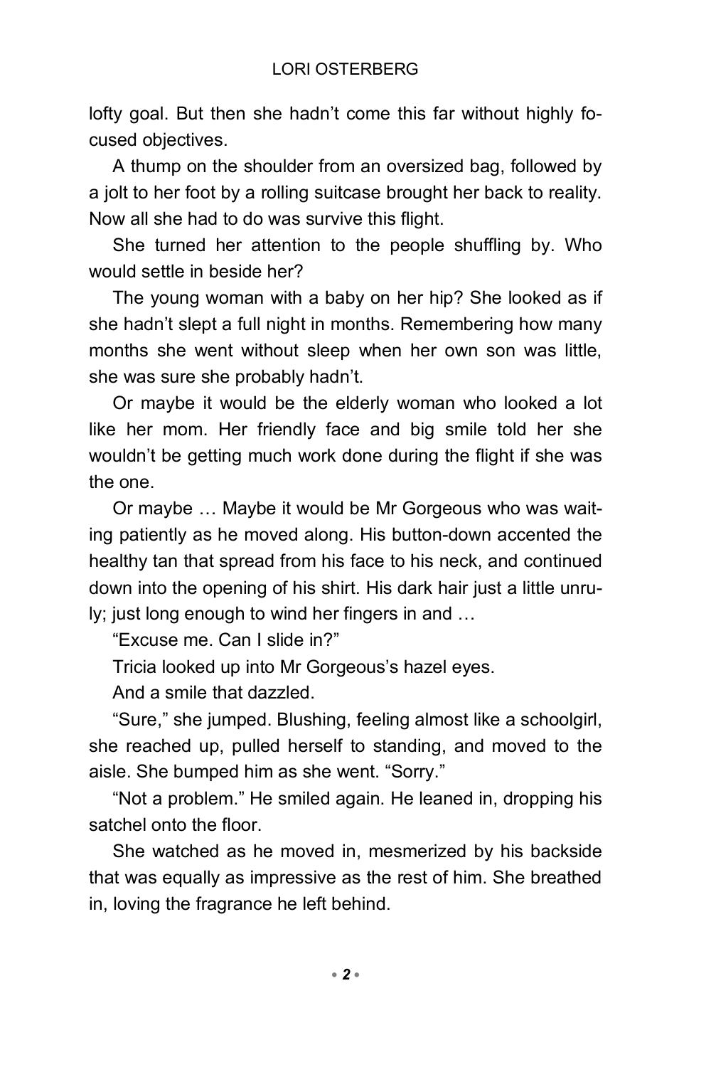lofty goal. But then she hadn't come this far without highly focused objectives.

A thump on the shoulder from an oversized bag, followed by a jolt to her foot by a rolling suitcase brought her back to reality. Now all she had to do was survive this flight.

She turned her attention to the people shuffling by. Who would settle in beside her?

The young woman with a baby on her hip? She looked as if she hadn't slept a full night in months. Remembering how many months she went without sleep when her own son was little, she was sure she probably hadn't.

Or maybe it would be the elderly woman who looked a lot like her mom. Her friendly face and big smile told her she wouldn't be getting much work done during the flight if she was the one.

Or maybe … Maybe it would be Mr Gorgeous who was waiting patiently as he moved along. His button-down accented the healthy tan that spread from his face to his neck, and continued down into the opening of his shirt. His dark hair just a little unruly; just long enough to wind her fingers in and …

"Excuse me. Can I slide in?"

Tricia looked up into Mr Gorgeous's hazel eyes.

And a smile that dazzled.

"Sure," she jumped. Blushing, feeling almost like a schoolgirl, she reached up, pulled herself to standing, and moved to the aisle. She bumped him as she went. "Sorry."

"Not a problem." He smiled again. He leaned in, dropping his satchel onto the floor.

She watched as he moved in, mesmerized by his backside that was equally as impressive as the rest of him. She breathed in, loving the fragrance he left behind.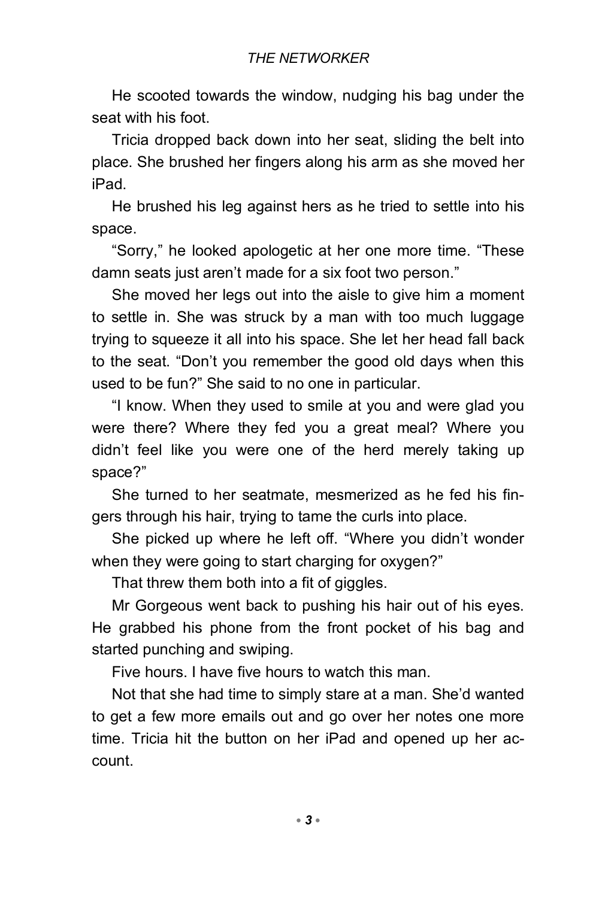He scooted towards the window, nudging his bag under the seat with his foot.

Tricia dropped back down into her seat, sliding the belt into place. She brushed her fingers along his arm as she moved her iPad.

He brushed his leg against hers as he tried to settle into his space.

"Sorry," he looked apologetic at her one more time. "These damn seats just aren't made for a six foot two person."

She moved her legs out into the aisle to give him a moment to settle in. She was struck by a man with too much luggage trying to squeeze it all into his space. She let her head fall back to the seat. "Don't you remember the good old days when this used to be fun?" She said to no one in particular.

"I know. When they used to smile at you and were glad you were there? Where they fed you a great meal? Where you didn't feel like you were one of the herd merely taking up space?"

She turned to her seatmate, mesmerized as he fed his fingers through his hair, trying to tame the curls into place.

She picked up where he left off. "Where you didn't wonder when they were going to start charging for oxygen?"

That threw them both into a fit of giggles.

Mr Gorgeous went back to pushing his hair out of his eyes. He grabbed his phone from the front pocket of his bag and started punching and swiping.

Five hours. I have five hours to watch this man.

Not that she had time to simply stare at a man. She'd wanted to get a few more emails out and go over her notes one more time. Tricia hit the button on her iPad and opened up her account.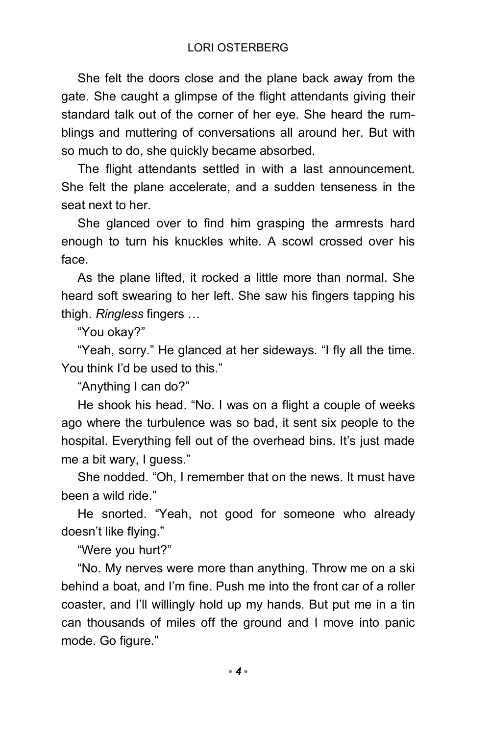She felt the doors close and the plane back away from the gate. She caught a glimpse of the flight attendants giving their standard talk out of the corner of her eye. She heard the rumblings and muttering of conversations all around her. But with so much to do, she quickly became absorbed.

The flight attendants settled in with a last announcement. She felt the plane accelerate, and a sudden tenseness in the seat next to her.

She glanced over to find him grasping the armrests hard enough to turn his knuckles white. A scowl crossed over his face.

As the plane lifted, it rocked a little more than normal. She heard soft swearing to her left. She saw his fingers tapping his thigh. *Ringless* fingers …

"You okay?"

"Yeah, sorry." He glanced at her sideways. "I fly all the time. You think I'd be used to this."

"Anything I can do?"

He shook his head. "No. I was on a flight a couple of weeks ago where the turbulence was so bad, it sent six people to the hospital. Everything fell out of the overhead bins. It's just made me a bit wary, I guess."

She nodded. "Oh, I remember that on the news. It must have been a wild ride."

He snorted. "Yeah, not good for someone who already doesn't like flying."

"Were you hurt?"

"No. My nerves were more than anything. Throw me on a ski behind a boat, and I'm fine. Push me into the front car of a roller coaster, and I'll willingly hold up my hands. But put me in a tin can thousands of miles off the ground and I move into panic mode. Go figure."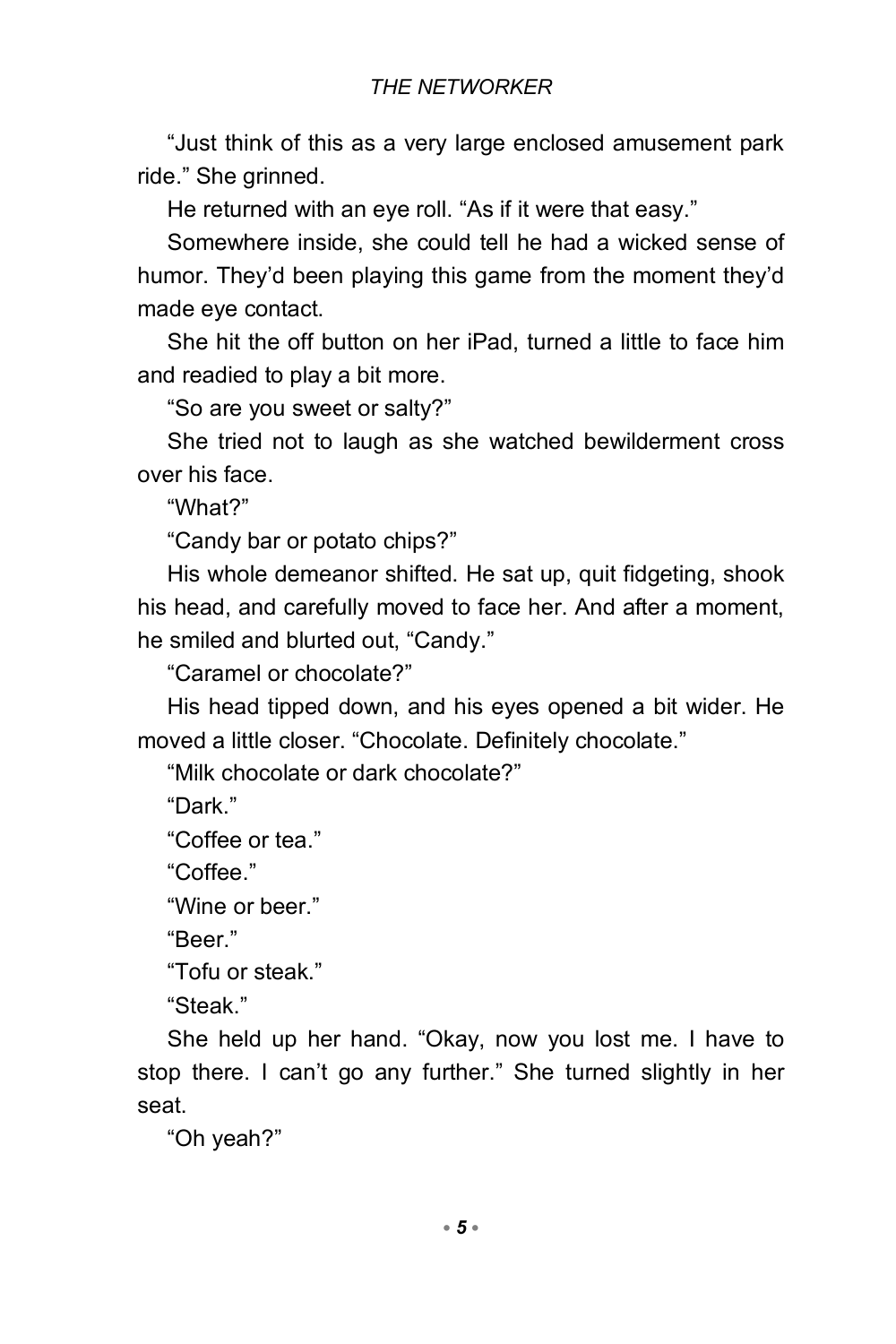"Just think of this as a very large enclosed amusement park ride." She grinned.

He returned with an eye roll. "As if it were that easy."

Somewhere inside, she could tell he had a wicked sense of humor. They'd been playing this game from the moment they'd made eye contact.

She hit the off button on her iPad, turned a little to face him and readied to play a bit more.

"So are you sweet or salty?"

She tried not to laugh as she watched bewilderment cross over his face.

"What?"

"Candy bar or potato chips?"

His whole demeanor shifted. He sat up, quit fidgeting, shook his head, and carefully moved to face her. And after a moment, he smiled and blurted out, "Candy."

"Caramel or chocolate?"

His head tipped down, and his eyes opened a bit wider. He moved a little closer. "Chocolate. Definitely chocolate."

"Milk chocolate or dark chocolate?"

"Dark."

"Coffee or tea."

"Coffee."

"Wine or beer."

"Beer."

"Tofu or steak."

"Steak."

She held up her hand. "Okay, now you lost me. I have to stop there. I can't go any further." She turned slightly in her seat.

"Oh yeah?"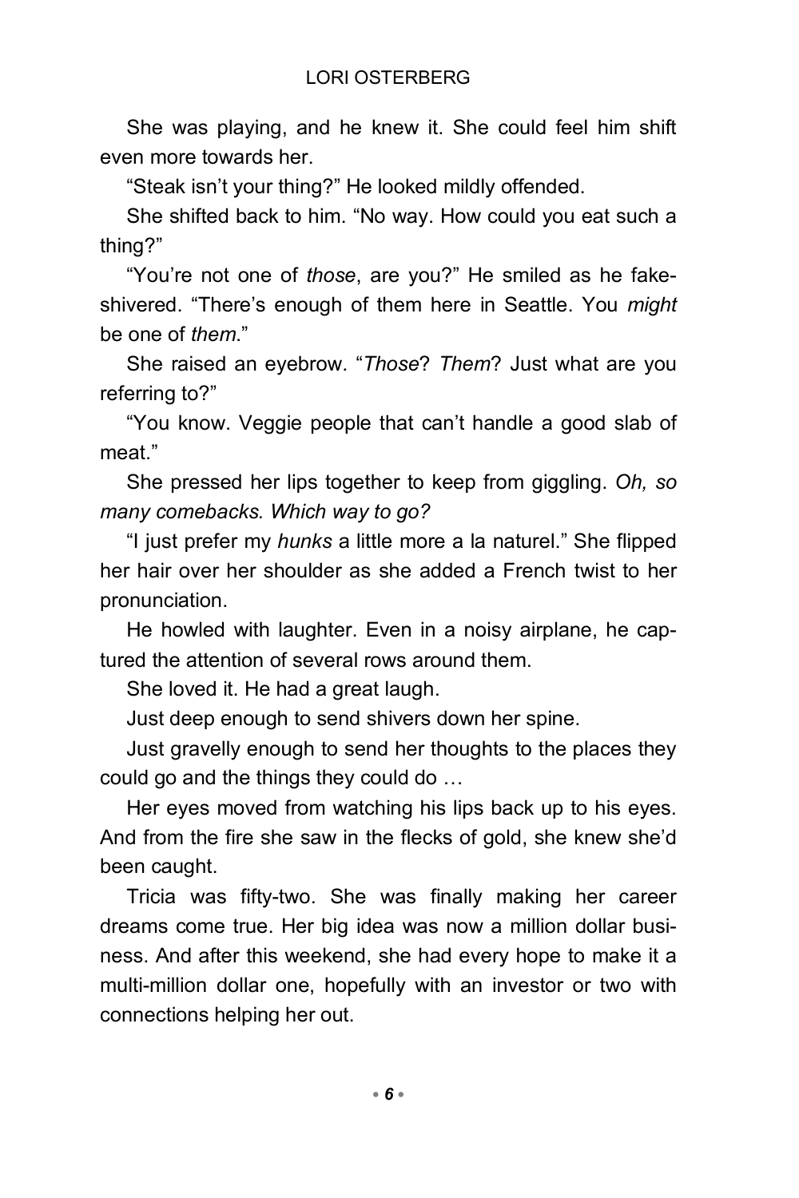She was playing, and he knew it. She could feel him shift even more towards her.

"Steak isn't your thing?" He looked mildly offended.

She shifted back to him. "No way. How could you eat such a thing?"

"You're not one of *those*, are you?" He smiled as he fake-shivered. "There's enough of them here in Seattle. You *might* be one of *them*."

She raised an eyebrow. "*Those*? *Them*? Just what are you referring to?"

"You know. Veggie people that can't handle a good slab of meat."

She pressed her lips together to keep from giggling. *Oh, so many comebacks. Which way to go?*

"I just prefer my *hunks* a little more a la naturel." She flipped her hair over her shoulder as she added a French twist to her pronunciation.

He howled with laughter. Even in a noisy airplane, he captured the attention of several rows around them.

She loved it. He had a great laugh.

Just deep enough to send shivers down her spine.

Just gravelly enough to send her thoughts to the places they could go and the things they could do …

Her eyes moved from watching his lips back up to his eyes. And from the fire she saw in the flecks of gold, she knew she'd been caught.

Tricia was fifty-two. She was finally making her career dreams come true. Her big idea was now a million dollar business. And after this weekend, she had every hope to make it a multi-million dollar one, hopefully with an investor or two with connections helping her out.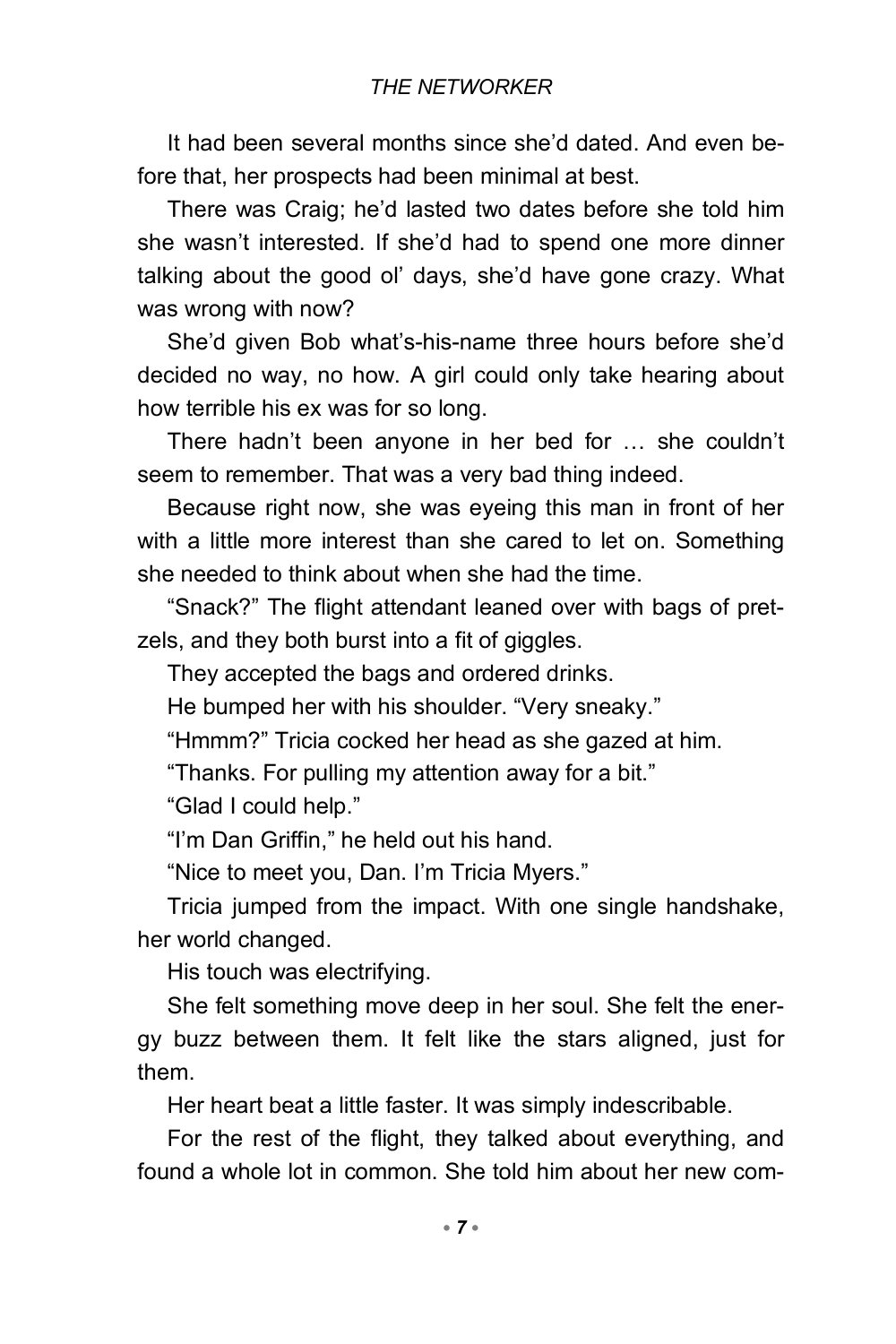It had been several months since she'd dated. And even before that, her prospects had been minimal at best.

There was Craig; he'd lasted two dates before she told him she wasn't interested. If she'd had to spend one more dinner talking about the good ol' days, she'd have gone crazy. What was wrong with now?

She'd given Bob what's-his-name three hours before she'd decided no way, no how. A girl could only take hearing about how terrible his ex was for so long.

There hadn't been anyone in her bed for … she couldn't seem to remember. That was a very bad thing indeed.

Because right now, she was eyeing this man in front of her with a little more interest than she cared to let on. Something she needed to think about when she had the time.

"Snack?" The flight attendant leaned over with bags of pretzels, and they both burst into a fit of giggles.

They accepted the bags and ordered drinks.

He bumped her with his shoulder. "Very sneaky."

"Hmmm?" Tricia cocked her head as she gazed at him.

"Thanks. For pulling my attention away for a bit."

"Glad I could help."

"I'm Dan Griffin," he held out his hand.

"Nice to meet you, Dan. I'm Tricia Myers."

Tricia jumped from the impact. With one single handshake, her world changed.

His touch was electrifying.

She felt something move deep in her soul. She felt the energy buzz between them. It felt like the stars aligned, just for them.

Her heart beat a little faster. It was simply indescribable.

For the rest of the flight, they talked about everything, and found a whole lot in common. She told him about her new com-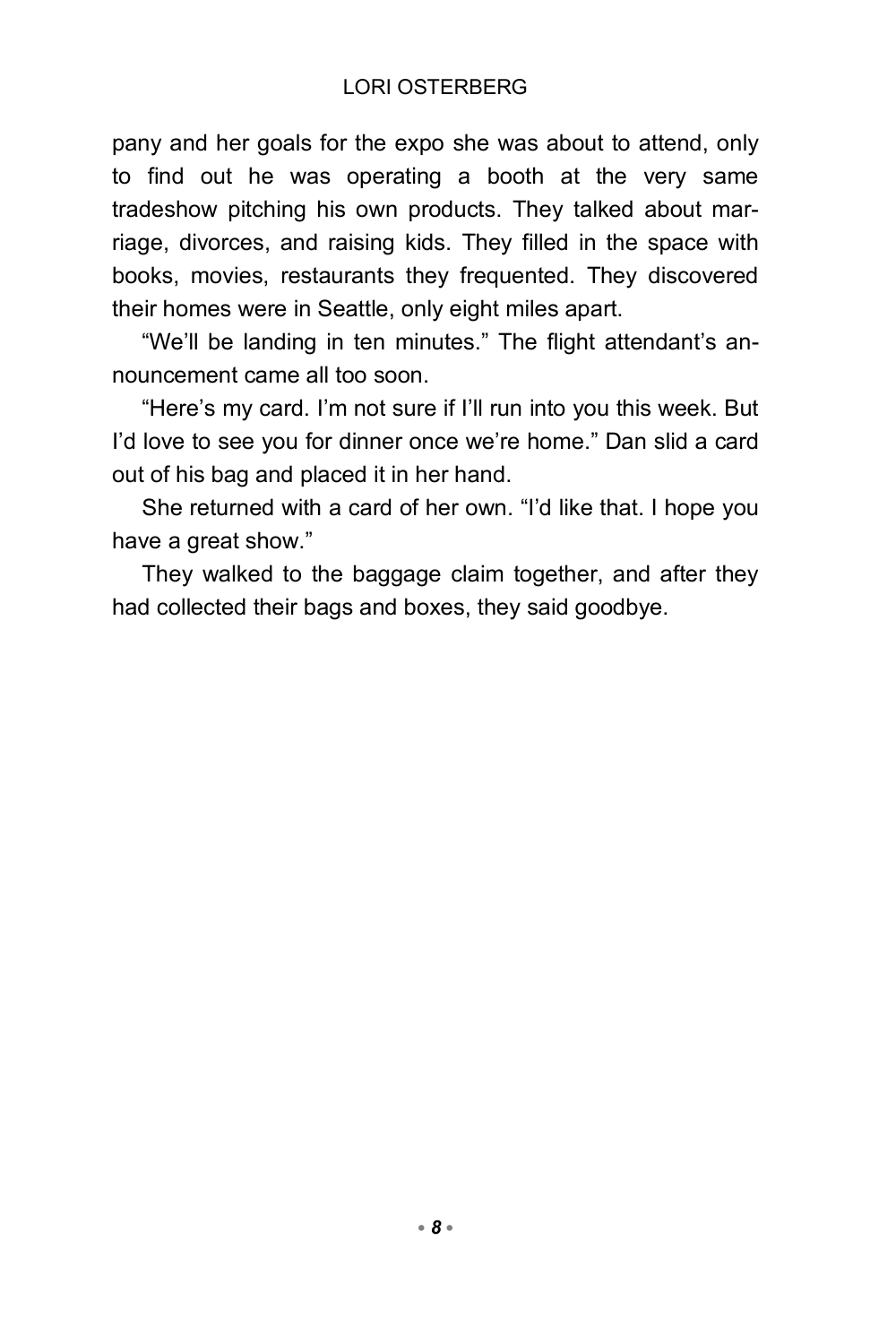pany and her goals for the expo she was about to attend, only to find out he was operating a booth at the very same tradeshow pitching his own products. They talked about marriage, divorces, and raising kids. They filled in the space with books, movies, restaurants they frequented. They discovered their homes were in Seattle, only eight miles apart.

"We'll be landing in ten minutes." The flight attendant's announcement came all too soon.

"Here's my card. I'm not sure if I'll run into you this week. But I'd love to see you for dinner once we're home." Dan slid a card out of his bag and placed it in her hand.

She returned with a card of her own. "I'd like that. I hope you have a great show."

They walked to the baggage claim together, and after they had collected their bags and boxes, they said goodbye.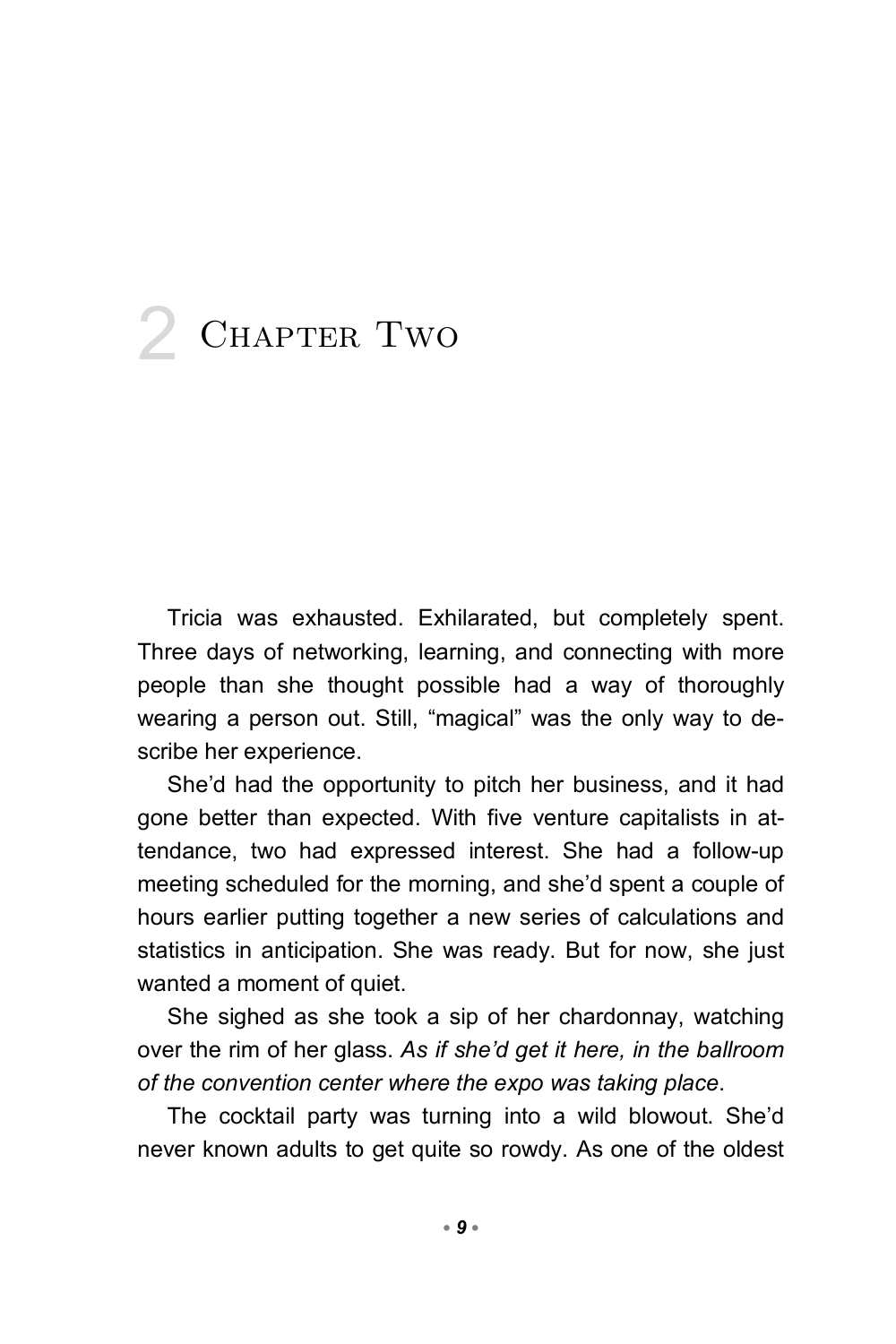# 2 Chapter Two

Tricia was exhausted. Exhilarated, but completely spent. Three days of networking, learning, and connecting with more people than she thought possible had a way of thoroughly wearing a person out. Still, "magical" was the only way to describe her experience.

She'd had the opportunity to pitch her business, and it had gone better than expected. With five venture capitalists in attendance, two had expressed interest. She had a follow-up meeting scheduled for the morning, and she'd spent a couple of hours earlier putting together a new series of calculations and statistics in anticipation. She was ready. But for now, she just wanted a moment of quiet.

She sighed as she took a sip of her chardonnay, watching over the rim of her glass. *As if she'd get it here, in the ballroom of the convention center where the expo was taking place*.

The cocktail party was turning into a wild blowout. She'd never known adults to get quite so rowdy. As one of the oldest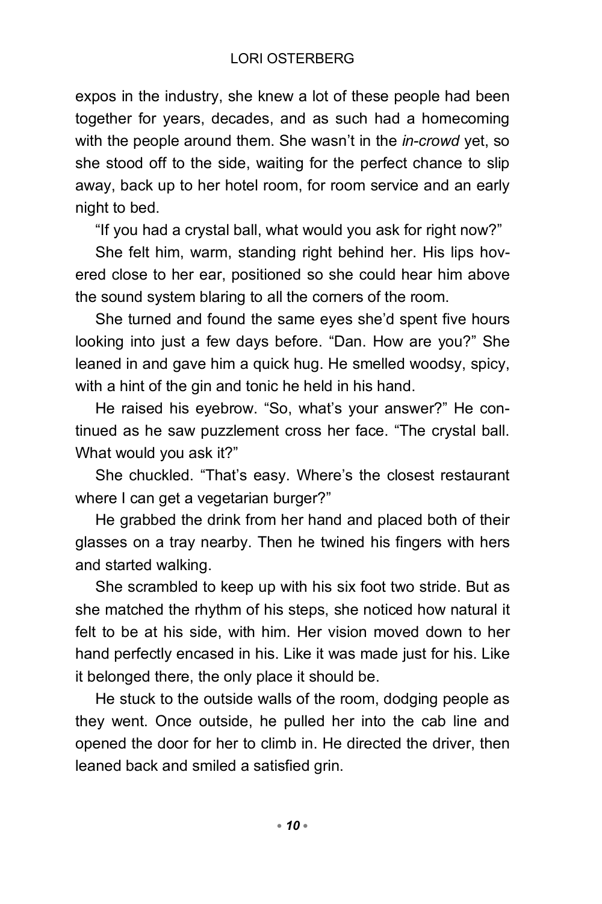expos in the industry, she knew a lot of these people had been together for years, decades, and as such had a homecoming with the people around them. She wasn't in the *in-crowd* yet, so she stood off to the side, waiting for the perfect chance to slip away, back up to her hotel room, for room service and an early night to bed.

"If you had a crystal ball, what would you ask for right now?"

She felt him, warm, standing right behind her. His lips hovered close to her ear, positioned so she could hear him above the sound system blaring to all the corners of the room.

She turned and found the same eyes she'd spent five hours looking into just a few days before. "Dan. How are you?" She leaned in and gave him a quick hug. He smelled woodsy, spicy, with a hint of the gin and tonic he held in his hand.

He raised his eyebrow. "So, what's your answer?" He continued as he saw puzzlement cross her face. "The crystal ball. What would you ask it?"

She chuckled. "That's easy. Where's the closest restaurant where I can get a vegetarian burger?"

He grabbed the drink from her hand and placed both of their glasses on a tray nearby. Then he twined his fingers with hers and started walking.

She scrambled to keep up with his six foot two stride. But as she matched the rhythm of his steps, she noticed how natural it felt to be at his side, with him. Her vision moved down to her hand perfectly encased in his. Like it was made just for his. Like it belonged there, the only place it should be.

He stuck to the outside walls of the room, dodging people as they went. Once outside, he pulled her into the cab line and opened the door for her to climb in. He directed the driver, then leaned back and smiled a satisfied grin.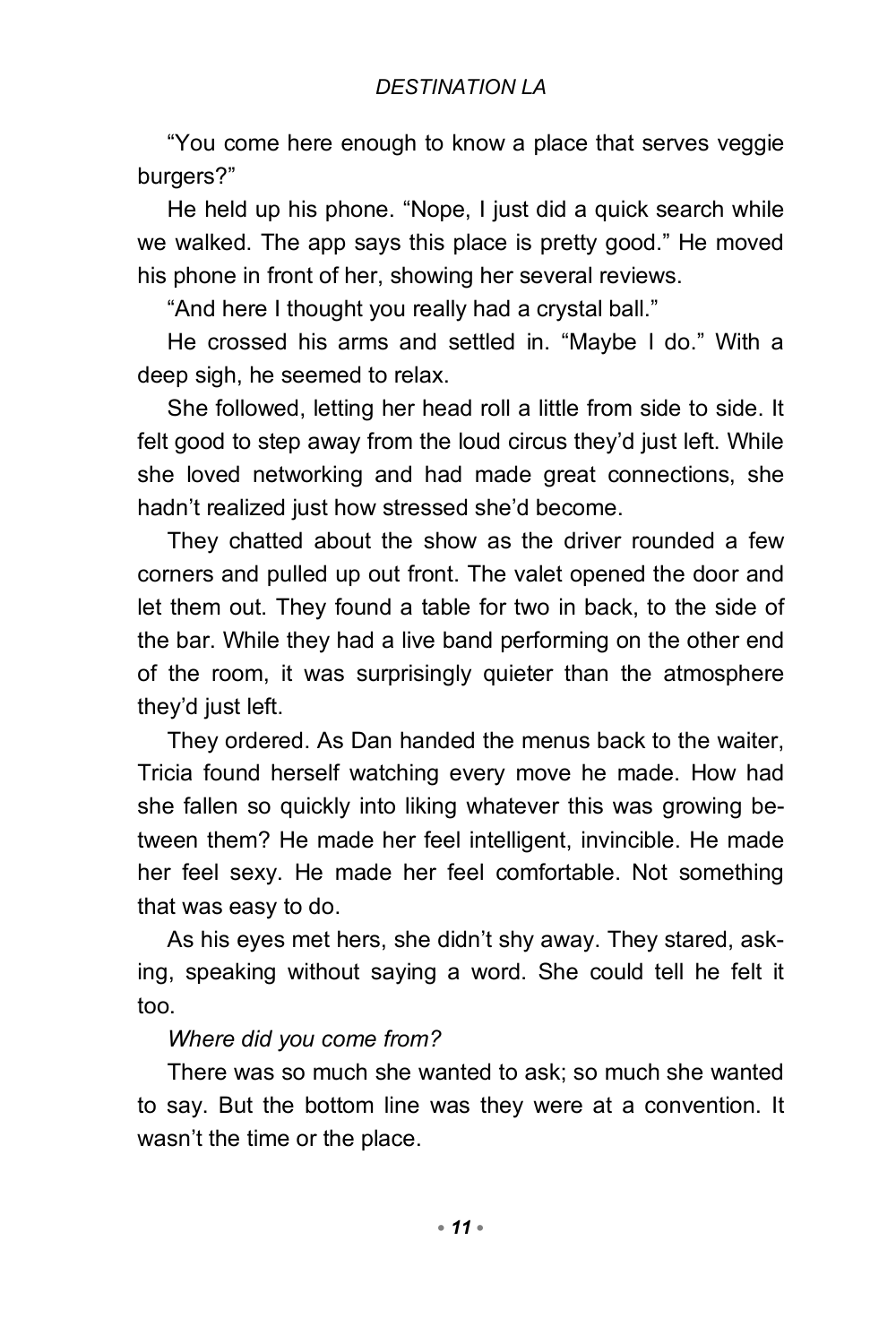"You come here enough to know a place that serves veggie burgers?"

He held up his phone. "Nope, I just did a quick search while we walked. The app says this place is pretty good." He moved his phone in front of her, showing her several reviews.

"And here I thought you really had a crystal ball."

He crossed his arms and settled in. "Maybe I do." With a deep sigh, he seemed to relax.

She followed, letting her head roll a little from side to side. It felt good to step away from the loud circus they'd just left. While she loved networking and had made great connections, she hadn't realized just how stressed she'd become.

They chatted about the show as the driver rounded a few corners and pulled up out front. The valet opened the door and let them out. They found a table for two in back, to the side of the bar. While they had a live band performing on the other end of the room, it was surprisingly quieter than the atmosphere they'd just left.

They ordered. As Dan handed the menus back to the waiter, Tricia found herself watching every move he made. How had she fallen so quickly into liking whatever this was growing between them? He made her feel intelligent, invincible. He made her feel sexy. He made her feel comfortable. Not something that was easy to do.

As his eyes met hers, she didn't shy away. They stared, asking, speaking without saying a word. She could tell he felt it too.

*Where did you come from?*

There was so much she wanted to ask; so much she wanted to say. But the bottom line was they were at a convention. It wasn't the time or the place.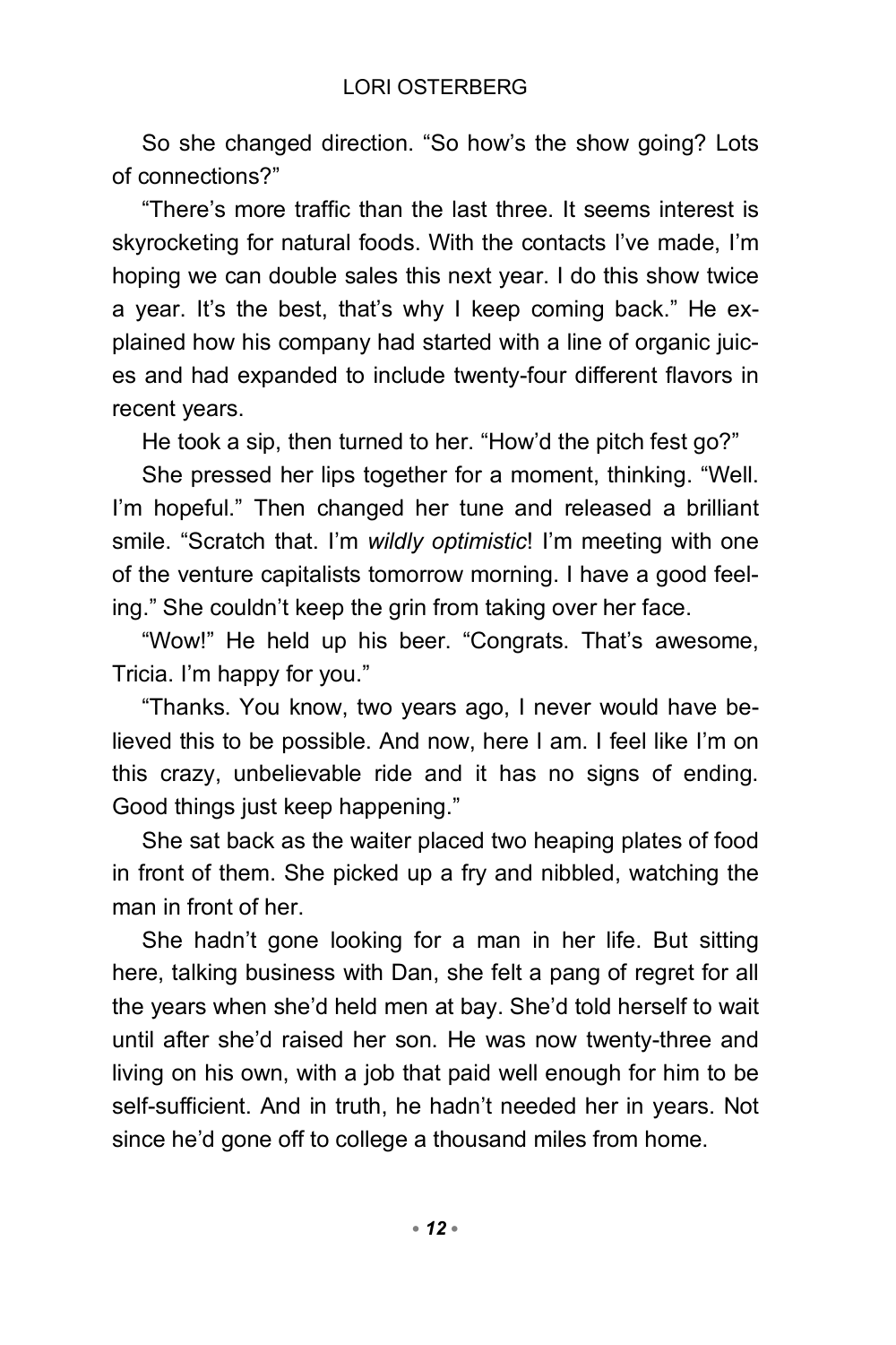So she changed direction. “So how’s the show going? Lots of connections?”

“There’s more traffic than the last three. It seems interest is skyrocketing for natural foods. With the contacts I’ve made, I’m hoping we can double sales this next year. I do this show twice a year. It’s the best, that’s why I keep coming back.” He explained how his company had started with a line of organic juices and had expanded to include twenty-four different flavors in recent years.

He took a sip, then turned to her. “How’d the pitch fest go?”

She pressed her lips together for a moment, thinking. “Well. I’m hopeful.” Then changed her tune and released a brilliant smile. “Scratch that. I’m *wildly optimistic*! I’m meeting with one of the venture capitalists tomorrow morning. I have a good feeling.” She couldn’t keep the grin from taking over her face.

“Wow!” He held up his beer. “Congrats. That’s awesome, Tricia. I’m happy for you.”

“Thanks. You know, two years ago, I never would have believed this to be possible. And now, here I am. I feel like I’m on this crazy, unbelievable ride and it has no signs of ending. Good things just keep happening.”

She sat back as the waiter placed two heaping plates of food in front of them. She picked up a fry and nibbled, watching the man in front of her.

She hadn’t gone looking for a man in her life. But sitting here, talking business with Dan, she felt a pang of regret for all the years when she’d held men at bay. She’d told herself to wait until after she’d raised her son. He was now twenty-three and living on his own, with a job that paid well enough for him to be self-sufficient. And in truth, he hadn’t needed her in years. Not since he’d gone off to college a thousand miles from home.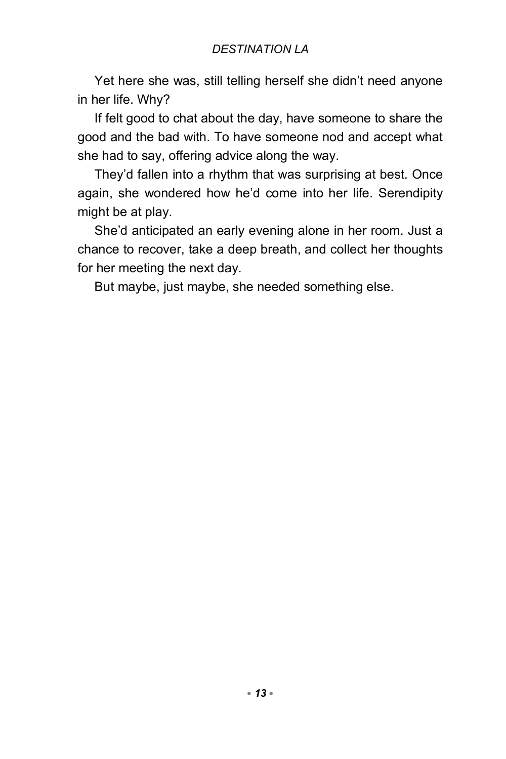Yet here she was, still telling herself she didn't need anyone in her life. Why?

If felt good to chat about the day, have someone to share the good and the bad with. To have someone nod and accept what she had to say, offering advice along the way.

They'd fallen into a rhythm that was surprising at best. Once again, she wondered how he'd come into her life. Serendipity might be at play.

She'd anticipated an early evening alone in her room. Just a chance to recover, take a deep breath, and collect her thoughts for her meeting the next day.

But maybe, just maybe, she needed something else.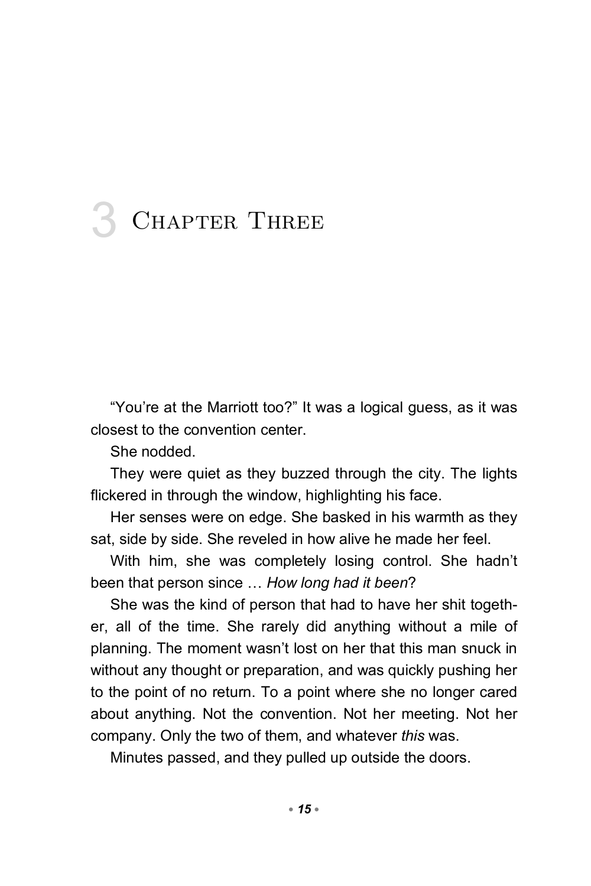# 3 Chapter Three

"You're at the Marriott too?" It was a logical guess, as it was closest to the convention center.

She nodded.

They were quiet as they buzzed through the city. The lights flickered in through the window, highlighting his face.

Her senses were on edge. She basked in his warmth as they sat, side by side. She reveled in how alive he made her feel.

With him, she was completely losing control. She hadn't been that person since … *How long had it been*?

She was the kind of person that had to have her shit together, all of the time. She rarely did anything without a mile of planning. The moment wasn't lost on her that this man snuck in without any thought or preparation, and was quickly pushing her to the point of no return. To a point where she no longer cared about anything. Not the convention. Not her meeting. Not her company. Only the two of them, and whatever *this* was.

Minutes passed, and they pulled up outside the doors.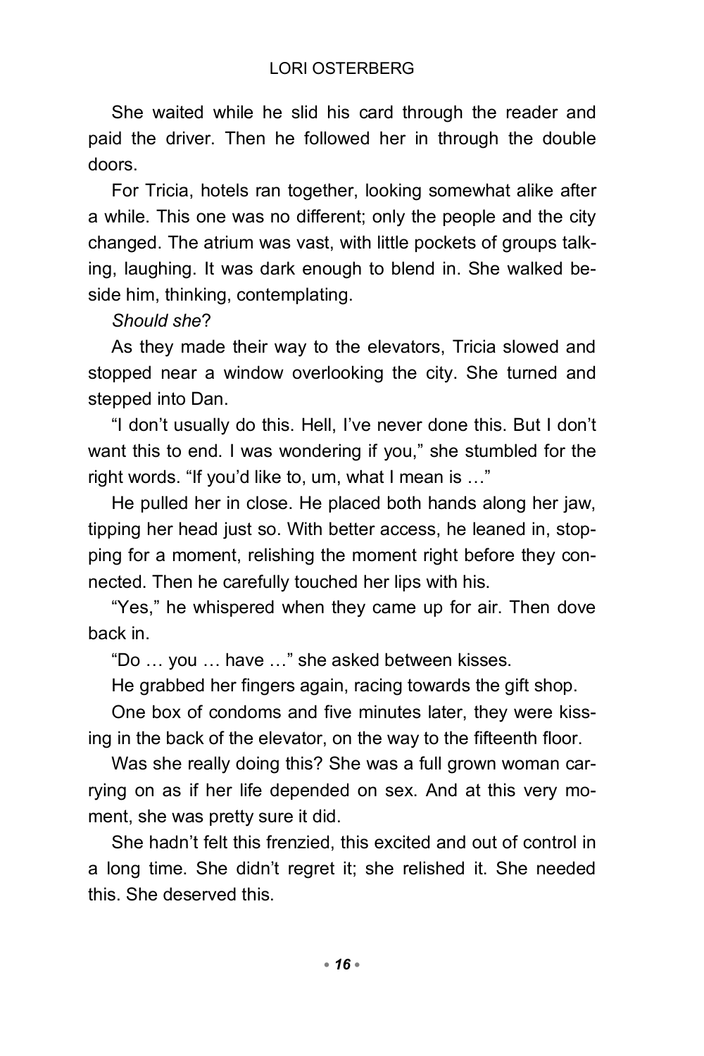She waited while he slid his card through the reader and paid the driver. Then he followed her in through the double doors.

For Tricia, hotels ran together, looking somewhat alike after a while. This one was no different; only the people and the city changed. The atrium was vast, with little pockets of groups talking, laughing. It was dark enough to blend in. She walked beside him, thinking, contemplating.

*Should she*?

As they made their way to the elevators, Tricia slowed and stopped near a window overlooking the city. She turned and stepped into Dan.

"I don't usually do this. Hell, I've never done this. But I don't want this to end. I was wondering if you," she stumbled for the right words. "If you'd like to, um, what I mean is …"

He pulled her in close. He placed both hands along her jaw, tipping her head just so. With better access, he leaned in, stopping for a moment, relishing the moment right before they connected. Then he carefully touched her lips with his.

"Yes," he whispered when they came up for air. Then dove back in.

"Do … you … have …" she asked between kisses.

He grabbed her fingers again, racing towards the gift shop.

One box of condoms and five minutes later, they were kissing in the back of the elevator, on the way to the fifteenth floor.

Was she really doing this? She was a full grown woman carrying on as if her life depended on sex. And at this very moment, she was pretty sure it did.

She hadn't felt this frenzied, this excited and out of control in a long time. She didn't regret it; she relished it. She needed this. She deserved this.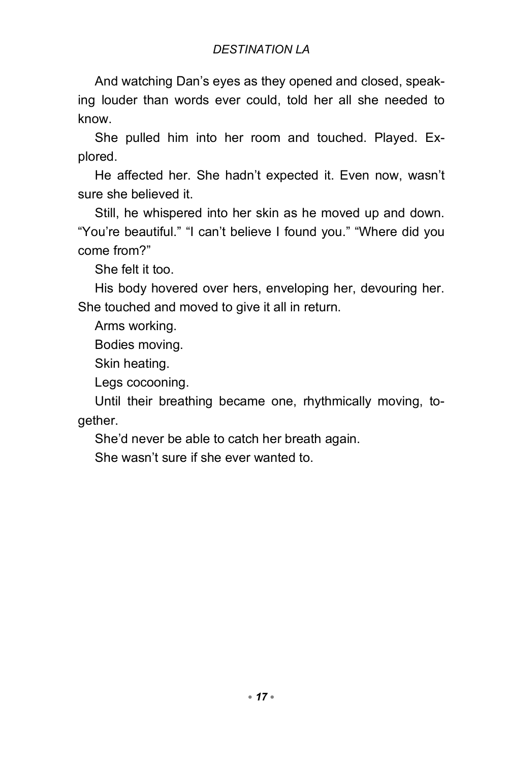And watching Dan's eyes as they opened and closed, speaking louder than words ever could, told her all she needed to know.

She pulled him into her room and touched. Played. Explored.

He affected her. She hadn't expected it. Even now, wasn't sure she believed it.

Still, he whispered into her skin as he moved up and down. "You're beautiful." "I can't believe I found you." "Where did you come from?"

She felt it too.

His body hovered over hers, enveloping her, devouring her. She touched and moved to give it all in return.

Arms working.

Bodies moving.

Skin heating.

Legs cocooning.

Until their breathing became one, rhythmically moving, together.

She'd never be able to catch her breath again.

She wasn't sure if she ever wanted to.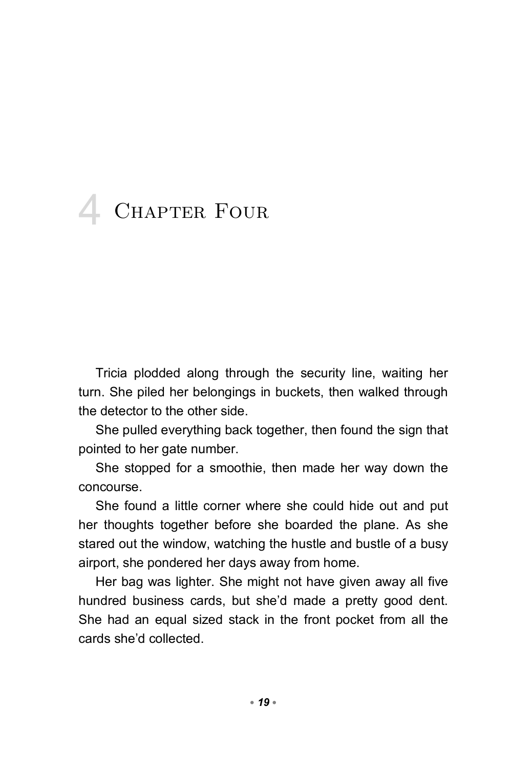# 4 Chapter Four

Tricia plodded along through the security line, waiting her turn. She piled her belongings in buckets, then walked through the detector to the other side.

She pulled everything back together, then found the sign that pointed to her gate number.

She stopped for a smoothie, then made her way down the concourse.

She found a little corner where she could hide out and put her thoughts together before she boarded the plane. As she stared out the window, watching the hustle and bustle of a busy airport, she pondered her days away from home.

Her bag was lighter. She might not have given away all five hundred business cards, but she'd made a pretty good dent. She had an equal sized stack in the front pocket from all the cards she'd collected.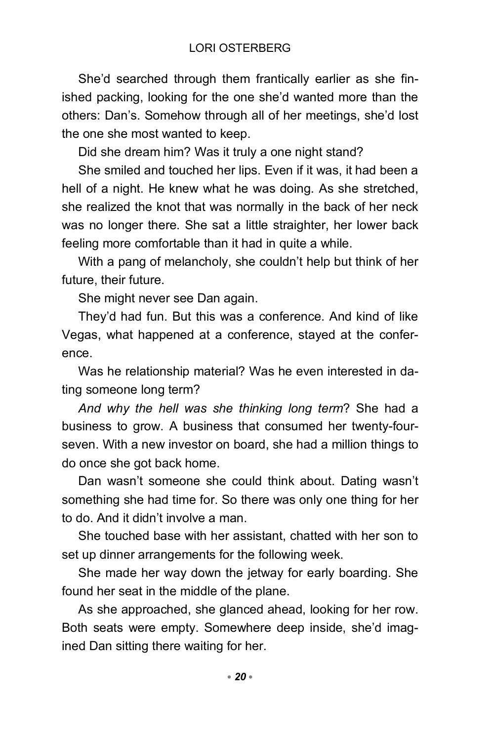She'd searched through them frantically earlier as she finished packing, looking for the one she'd wanted more than the others: Dan's. Somehow through all of her meetings, she'd lost the one she most wanted to keep.

Did she dream him? Was it truly a one night stand?

She smiled and touched her lips. Even if it was, it had been a hell of a night. He knew what he was doing. As she stretched, she realized the knot that was normally in the back of her neck was no longer there. She sat a little straighter, her lower back feeling more comfortable than it had in quite a while.

With a pang of melancholy, she couldn't help but think of her future, their future.

She might never see Dan again.

They'd had fun. But this was a conference. And kind of like Vegas, what happened at a conference, stayed at the conference.

Was he relationship material? Was he even interested in dating someone long term?

*And why the hell was she thinking long term*? She had a business to grow. A business that consumed her twenty-four-seven. With a new investor on board, she had a million things to do once she got back home.

Dan wasn't someone she could think about. Dating wasn't something she had time for. So there was only one thing for her to do. And it didn't involve a man.

She touched base with her assistant, chatted with her son to set up dinner arrangements for the following week.

She made her way down the jetway for early boarding. She found her seat in the middle of the plane.

As she approached, she glanced ahead, looking for her row. Both seats were empty. Somewhere deep inside, she'd imagined Dan sitting there waiting for her.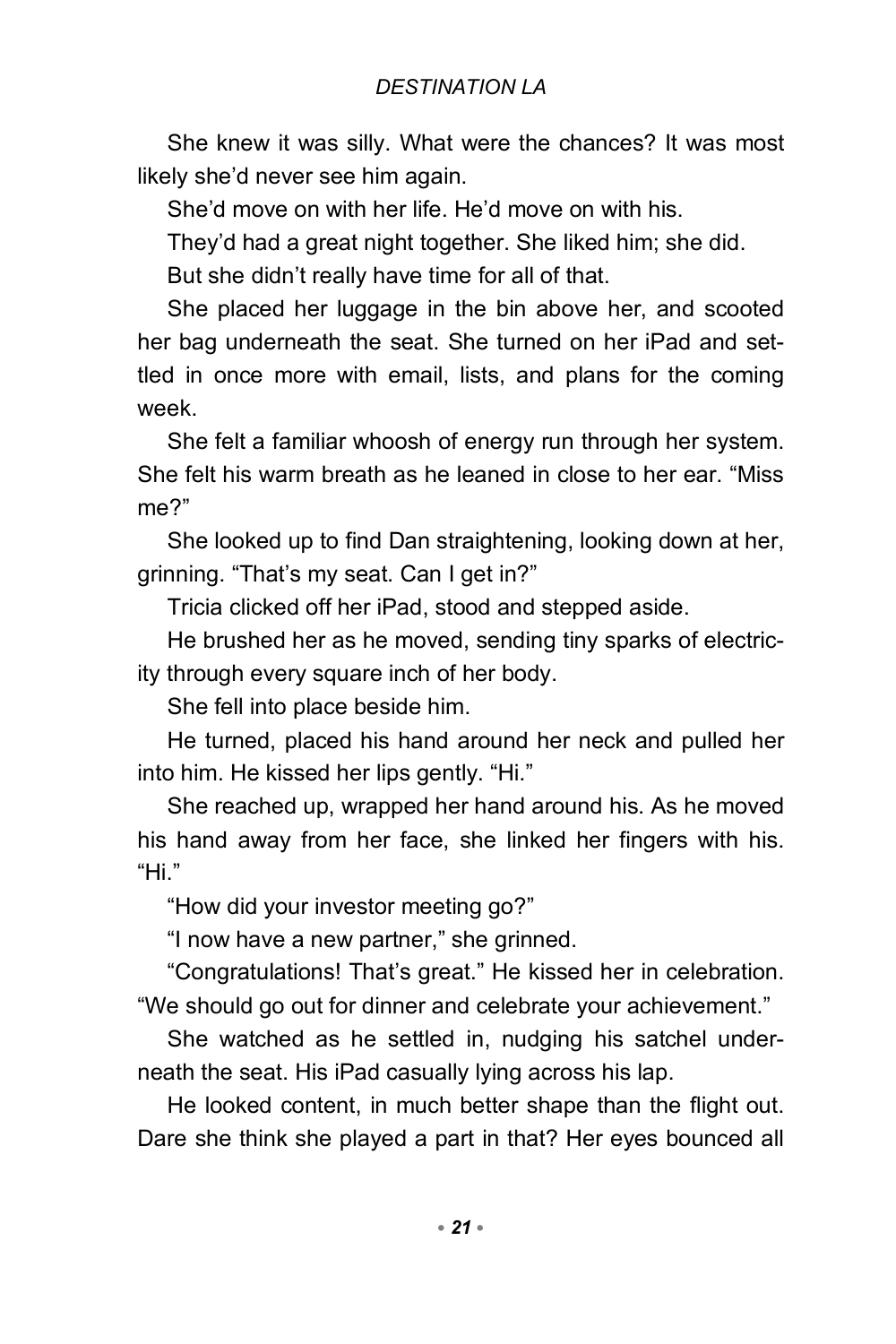She knew it was silly. What were the chances? It was most likely she'd never see him again.

She'd move on with her life. He'd move on with his.

They'd had a great night together. She liked him; she did.

But she didn't really have time for all of that.

She placed her luggage in the bin above her, and scooted her bag underneath the seat. She turned on her iPad and settled in once more with email, lists, and plans for the coming week.

She felt a familiar whoosh of energy run through her system. She felt his warm breath as he leaned in close to her ear. "Miss me?"

She looked up to find Dan straightening, looking down at her, grinning. "That's my seat. Can I get in?"

Tricia clicked off her iPad, stood and stepped aside.

He brushed her as he moved, sending tiny sparks of electricity through every square inch of her body.

She fell into place beside him.

He turned, placed his hand around her neck and pulled her into him. He kissed her lips gently. "Hi."

She reached up, wrapped her hand around his. As he moved his hand away from her face, she linked her fingers with his. "Hi."

"How did your investor meeting go?"

"I now have a new partner," she grinned.

"Congratulations! That's great." He kissed her in celebration. "We should go out for dinner and celebrate your achievement."

She watched as he settled in, nudging his satchel underneath the seat. His iPad casually lying across his lap.

He looked content, in much better shape than the flight out. Dare she think she played a part in that? Her eyes bounced all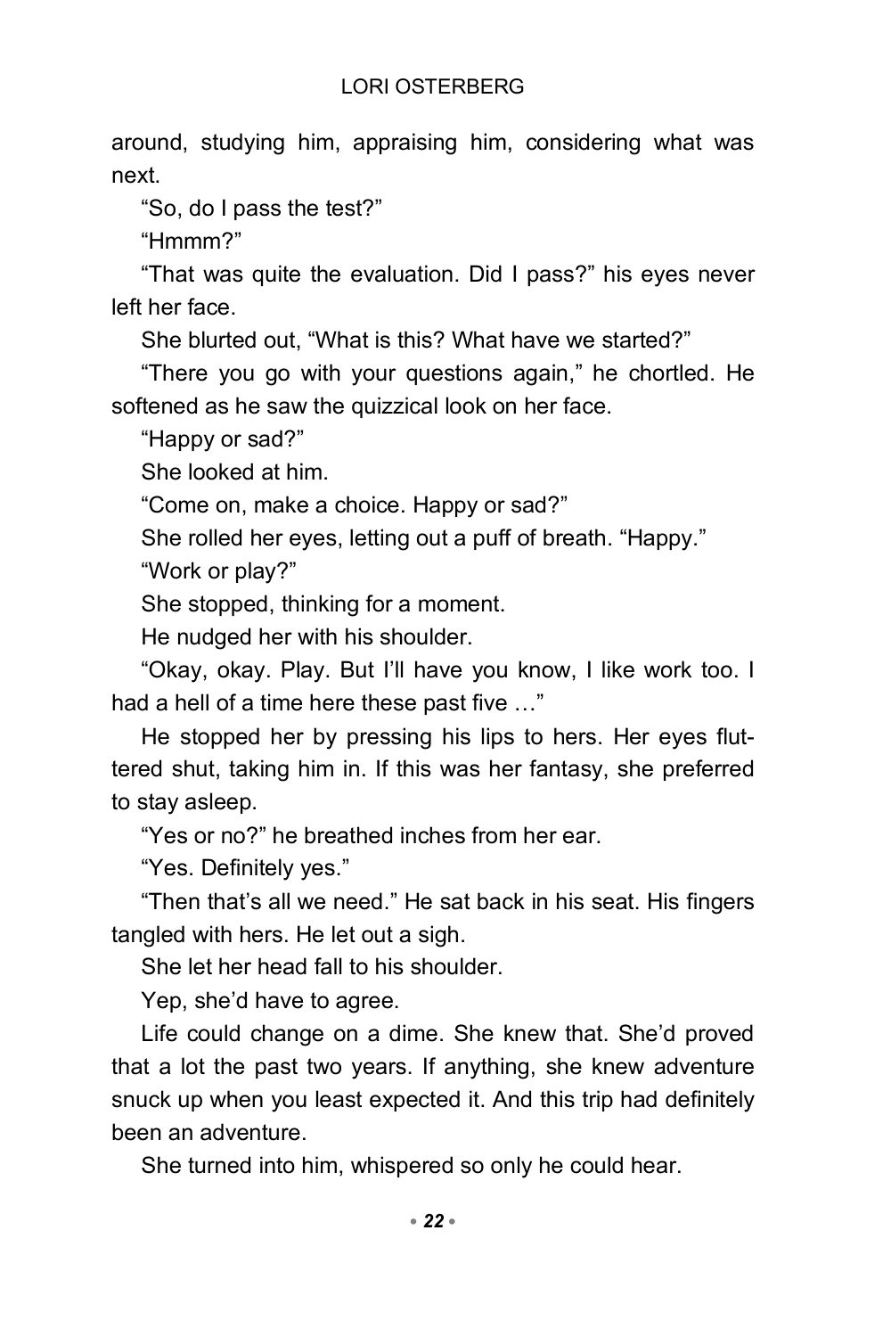around, studying him, appraising him, considering what was next.

"So, do I pass the test?"

"Hmmm?"

"That was quite the evaluation. Did I pass?" his eyes never left her face.

She blurted out, "What is this? What have we started?"

"There you go with your questions again," he chortled. He softened as he saw the quizzical look on her face.

"Happy or sad?"

She looked at him.

"Come on, make a choice. Happy or sad?"

She rolled her eyes, letting out a puff of breath. "Happy."

"Work or play?"

She stopped, thinking for a moment.

He nudged her with his shoulder.

"Okay, okay. Play. But I'll have you know, I like work too. I had a hell of a time here these past five …"

He stopped her by pressing his lips to hers. Her eyes fluttered shut, taking him in. If this was her fantasy, she preferred to stay asleep.

"Yes or no?" he breathed inches from her ear.

"Yes. Definitely yes."

"Then that's all we need." He sat back in his seat. His fingers tangled with hers. He let out a sigh.

She let her head fall to his shoulder.

Yep, she'd have to agree.

Life could change on a dime. She knew that. She'd proved that a lot the past two years. If anything, she knew adventure snuck up when you least expected it. And this trip had definitely been an adventure.

She turned into him, whispered so only he could hear.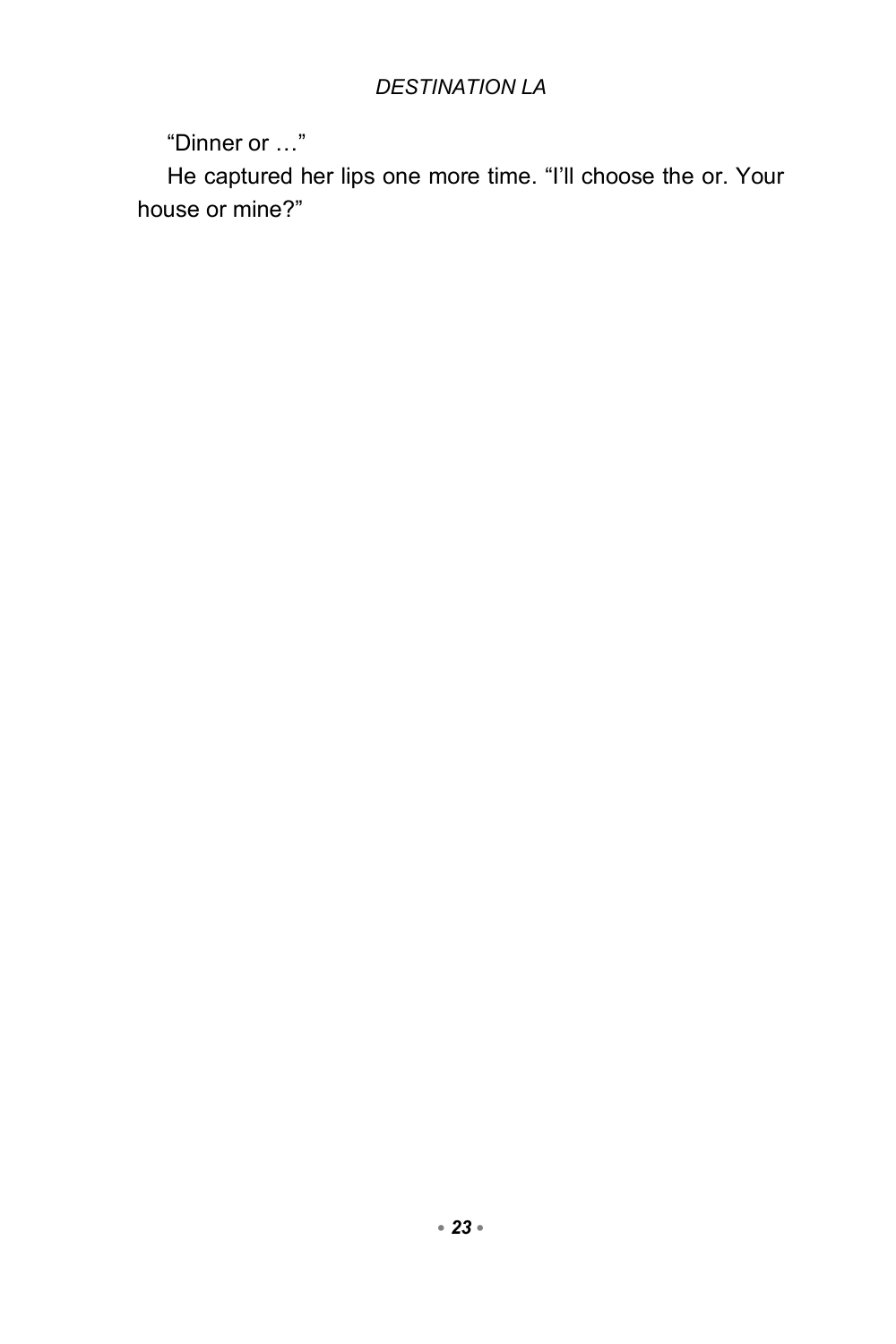“Dinner or …”

He captured her lips one more time. “I’ll choose the or. Your house or mine?”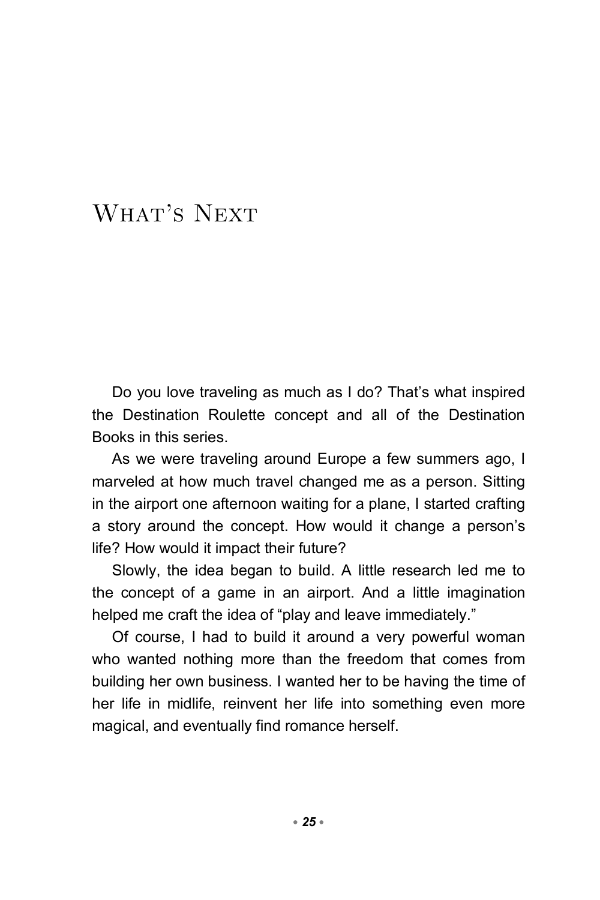# What's Next

Do you love traveling as much as I do? That's what inspired the Destination Roulette concept and all of the Destination Books in this series.

As we were traveling around Europe a few summers ago, I marveled at how much travel changed me as a person. Sitting in the airport one afternoon waiting for a plane, I started crafting a story around the concept. How would it change a person's life? How would it impact their future?

Slowly, the idea began to build. A little research led me to the concept of a game in an airport. And a little imagination helped me craft the idea of "play and leave immediately."

Of course, I had to build it around a very powerful woman who wanted nothing more than the freedom that comes from building her own business. I wanted her to be having the time of her life in midlife, reinvent her life into something even more magical, and eventually find romance herself.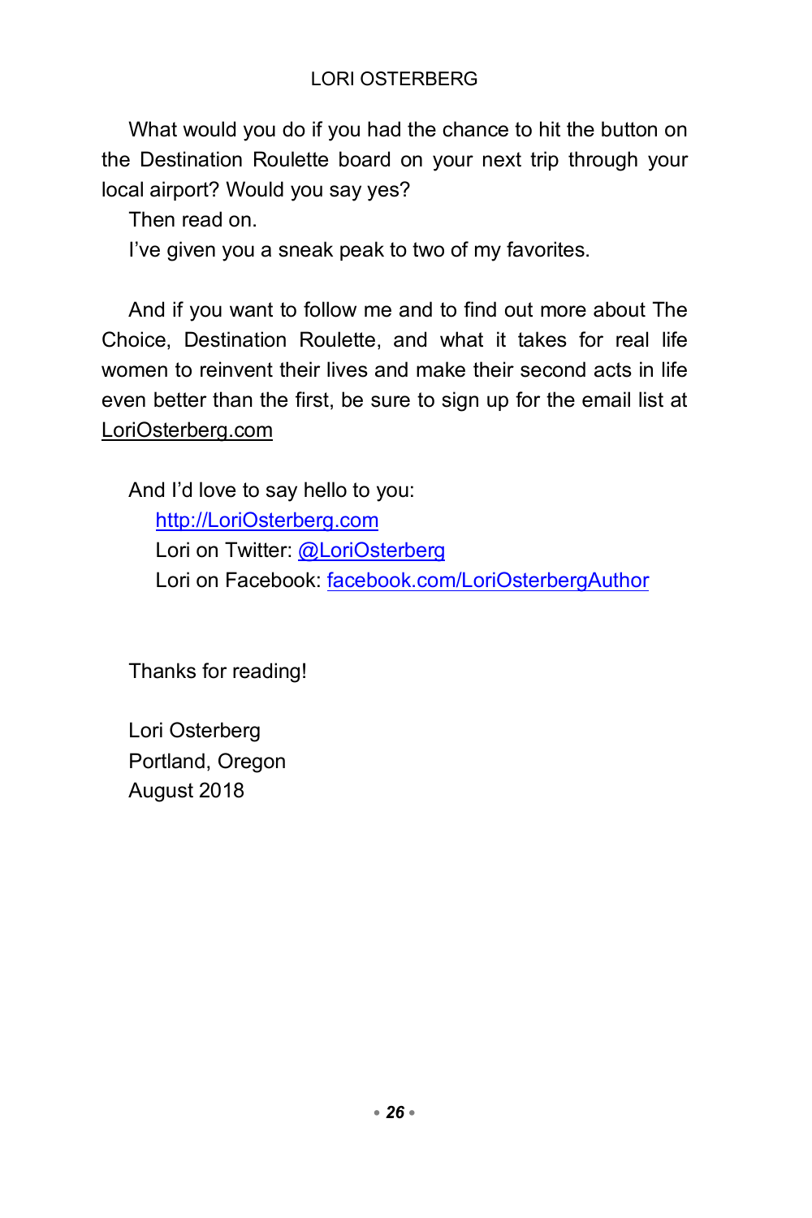What would you do if you had the chance to hit the button on the Destination Roulette board on your next trip through your local airport? Would you say yes?

Then read on.

I've given you a sneak peak to two of my favorites.

And if you want to follow me and to find out more about The Choice, Destination Roulette, and what it takes for real life women to reinvent their lives and make their second acts in life even better than the first, be sure to sign up for the email list at LoriOsterberg.com

And I'd love to say hello to you:

> http://LoriOsterberg.com
> Lori on Twitter: @LoriOsterberg
> Lori on Facebook: facebook.com/LoriOsterbergAuthor

Thanks for reading!

Lori Osterberg
Portland, Oregon
August 2018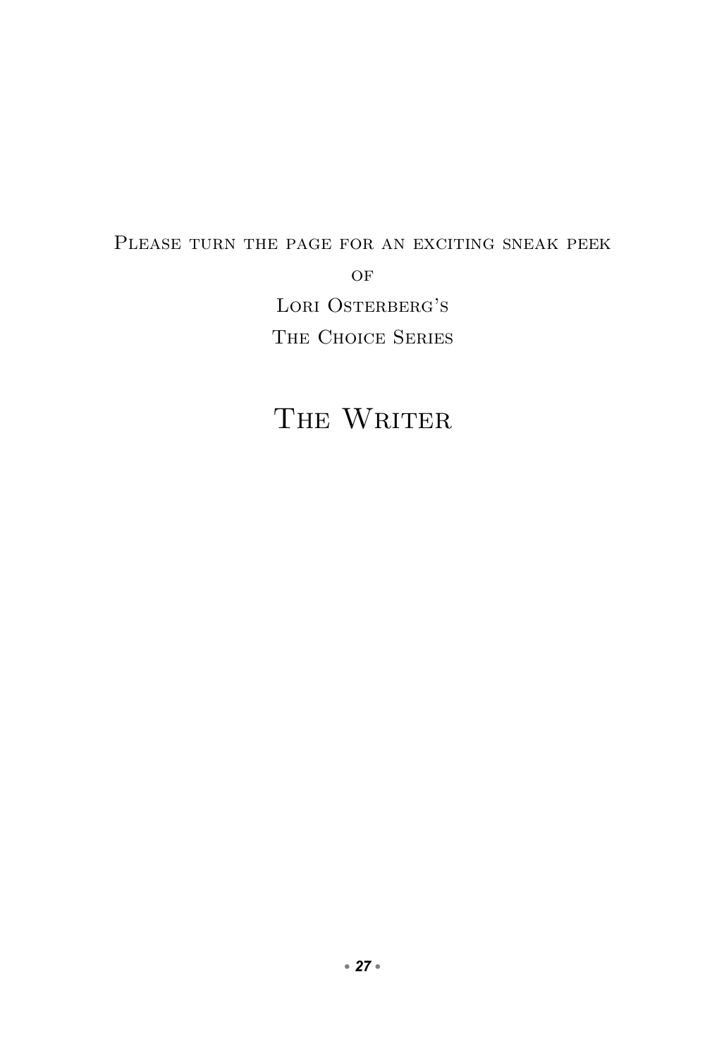Please turn the page for an exciting sneak peek

of

Lori Osterberg's

The Choice Series

# The Writer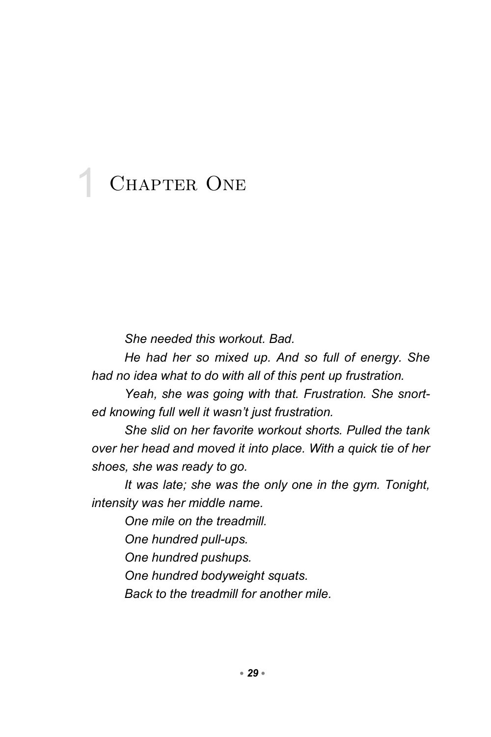# 1 Chapter One

*She needed this workout. Bad.*

*He had her so mixed up. And so full of energy. She had no idea what to do with all of this pent up frustration.*

*Yeah, she was going with that. Frustration. She snorted knowing full well it wasn't just frustration.*

*She slid on her favorite workout shorts. Pulled the tank over her head and moved it into place. With a quick tie of her shoes, she was ready to go.*

*It was late; she was the only one in the gym. Tonight, intensity was her middle name.*

*One mile on the treadmill.*

*One hundred pull-ups.*

*One hundred pushups.*

*One hundred bodyweight squats.*

*Back to the treadmill for another mile.*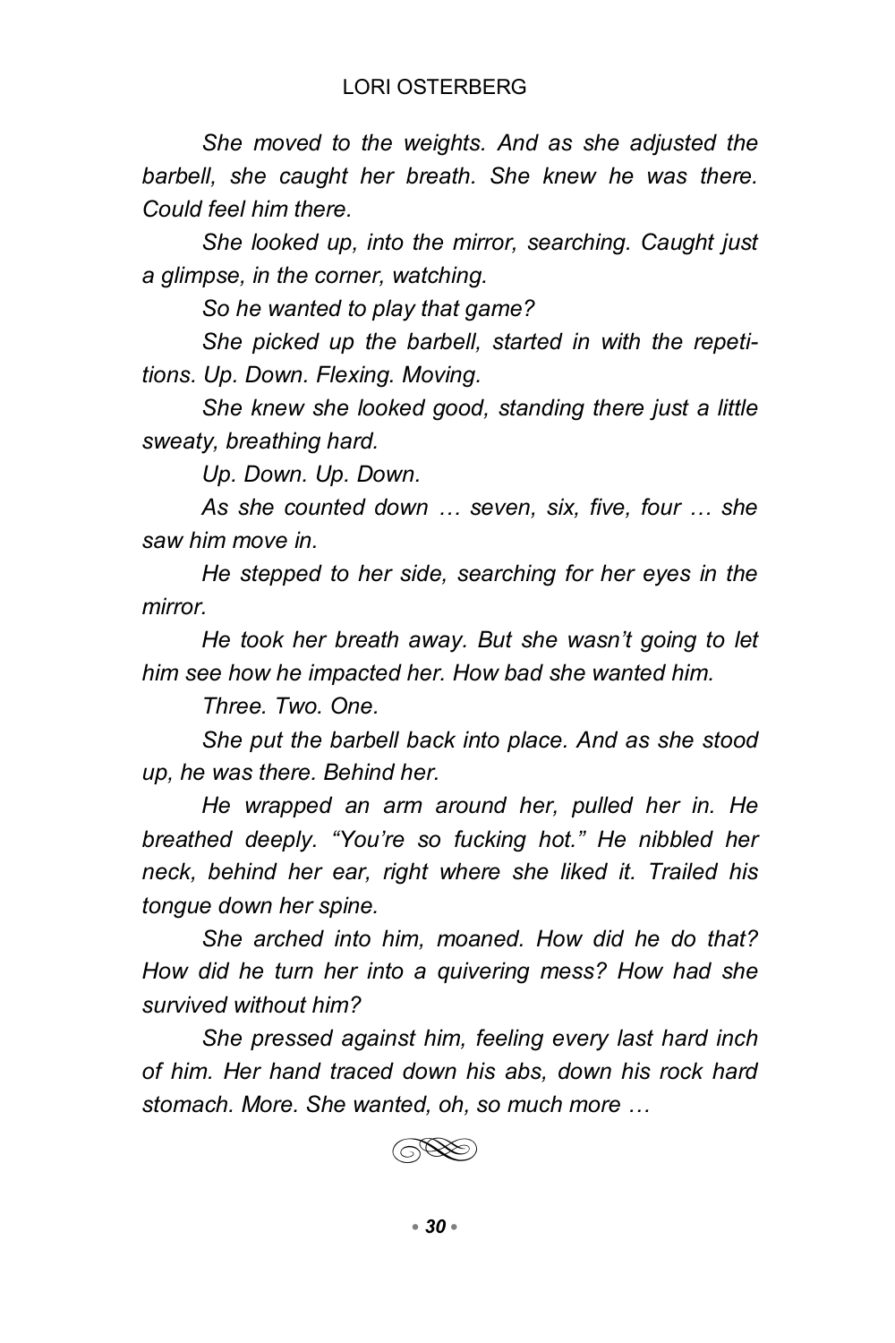*She moved to the weights. And as she adjusted the barbell, she caught her breath. She knew he was there. Could feel him there.*

*She looked up, into the mirror, searching. Caught just a glimpse, in the corner, watching.*

*So he wanted to play that game?*

*She picked up the barbell, started in with the repetitions. Up. Down. Flexing. Moving.*

*She knew she looked good, standing there just a little sweaty, breathing hard.*

*Up. Down. Up. Down.*

*As she counted down … seven, six, five, four … she saw him move in.*

*He stepped to her side, searching for her eyes in the mirror.*

*He took her breath away. But she wasn't going to let him see how he impacted her. How bad she wanted him.*

*Three. Two. One.*

*She put the barbell back into place. And as she stood up, he was there. Behind her.*

*He wrapped an arm around her, pulled her in. He breathed deeply. "You're so fucking hot." He nibbled her neck, behind her ear, right where she liked it. Trailed his tongue down her spine.*

*She arched into him, moaned. How did he do that? How did he turn her into a quivering mess? How had she survived without him?*

*She pressed against him, feeling every last hard inch of him. Her hand traced down his abs, down his rock hard stomach. More. She wanted, oh, so much more …*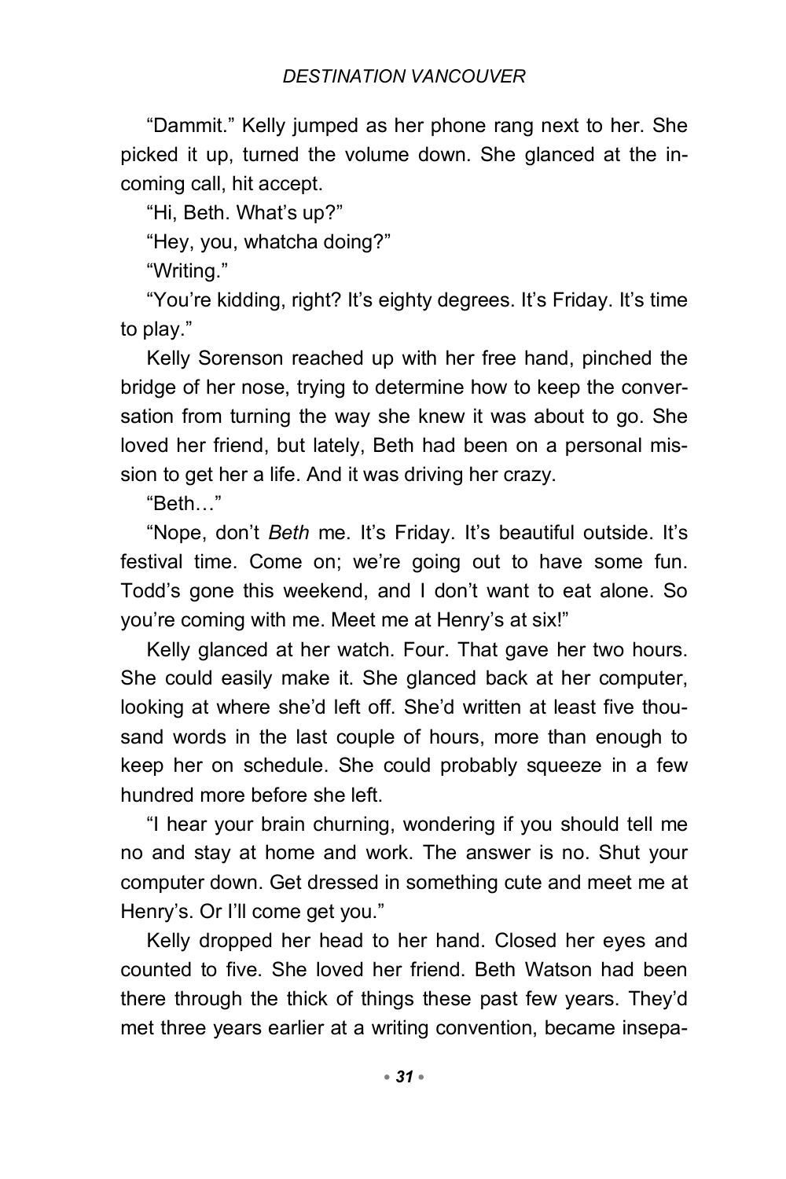"Dammit." Kelly jumped as her phone rang next to her. She picked it up, turned the volume down. She glanced at the incoming call, hit accept.

"Hi, Beth. What's up?"

"Hey, you, whatcha doing?"

"Writing."

"You're kidding, right? It's eighty degrees. It's Friday. It's time to play."

Kelly Sorenson reached up with her free hand, pinched the bridge of her nose, trying to determine how to keep the conversation from turning the way she knew it was about to go. She loved her friend, but lately, Beth had been on a personal mission to get her a life. And it was driving her crazy.

"Beth…"

"Nope, don't *Beth* me. It's Friday. It's beautiful outside. It's festival time. Come on; we're going out to have some fun. Todd's gone this weekend, and I don't want to eat alone. So you're coming with me. Meet me at Henry's at six!"

Kelly glanced at her watch. Four. That gave her two hours. She could easily make it. She glanced back at her computer, looking at where she'd left off. She'd written at least five thousand words in the last couple of hours, more than enough to keep her on schedule. She could probably squeeze in a few hundred more before she left.

"I hear your brain churning, wondering if you should tell me no and stay at home and work. The answer is no. Shut your computer down. Get dressed in something cute and meet me at Henry's. Or I'll come get you."

Kelly dropped her head to her hand. Closed her eyes and counted to five. She loved her friend. Beth Watson had been there through the thick of things these past few years. They'd met three years earlier at a writing convention, became insepa-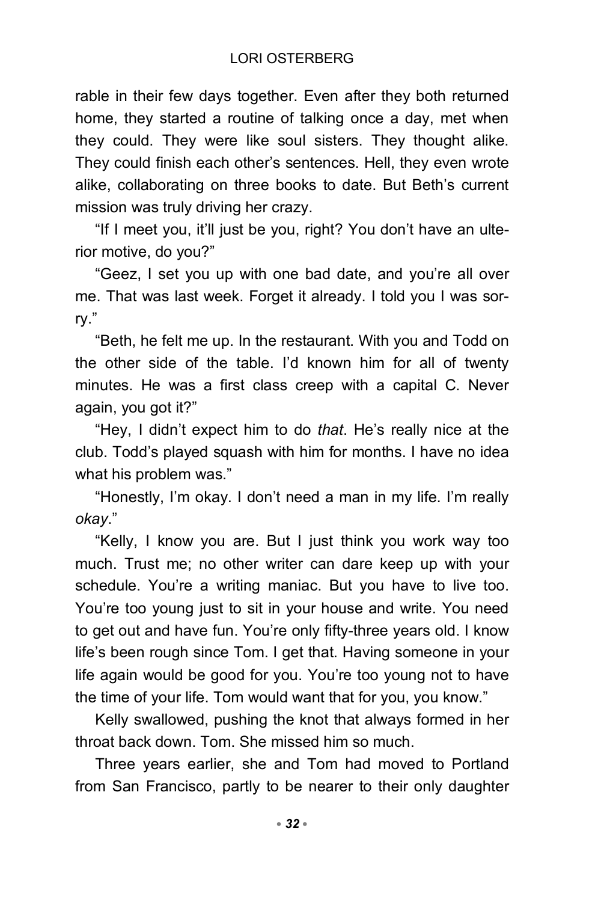rable in their few days together. Even after they both returned home, they started a routine of talking once a day, met when they could. They were like soul sisters. They thought alike. They could finish each other's sentences. Hell, they even wrote alike, collaborating on three books to date. But Beth's current mission was truly driving her crazy.

"If I meet you, it'll just be you, right? You don't have an ulterior motive, do you?"

"Geez, I set you up with one bad date, and you're all over me. That was last week. Forget it already. I told you I was sorry."

"Beth, he felt me up. In the restaurant. With you and Todd on the other side of the table. I'd known him for all of twenty minutes. He was a first class creep with a capital C. Never again, you got it?"

"Hey, I didn't expect him to do *that*. He's really nice at the club. Todd's played squash with him for months. I have no idea what his problem was."

"Honestly, I'm okay. I don't need a man in my life. I'm really *okay*."

"Kelly, I know you are. But I just think you work way too much. Trust me; no other writer can dare keep up with your schedule. You're a writing maniac. But you have to live too. You're too young just to sit in your house and write. You need to get out and have fun. You're only fifty-three years old. I know life's been rough since Tom. I get that. Having someone in your life again would be good for you. You're too young not to have the time of your life. Tom would want that for you, you know."

Kelly swallowed, pushing the knot that always formed in her throat back down. Tom. She missed him so much.

Three years earlier, she and Tom had moved to Portland from San Francisco, partly to be nearer to their only daughter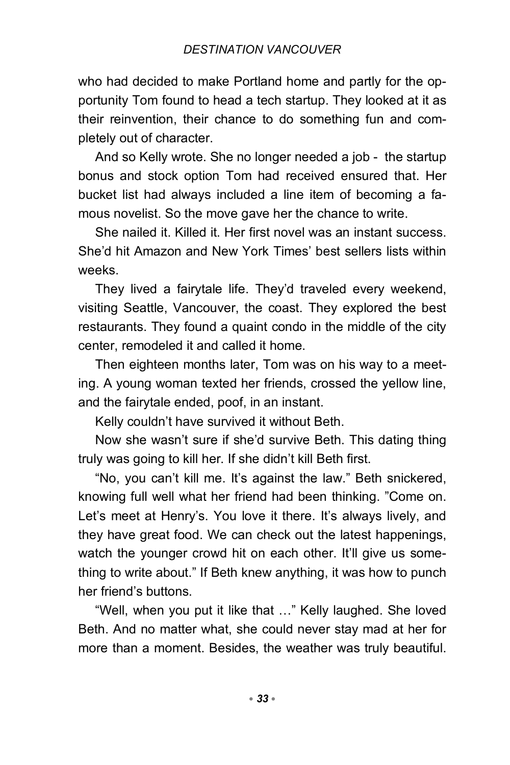who had decided to make Portland home and partly for the opportunity Tom found to head a tech startup. They looked at it as their reinvention, their chance to do something fun and completely out of character.

And so Kelly wrote. She no longer needed a job - the startup bonus and stock option Tom had received ensured that. Her bucket list had always included a line item of becoming a famous novelist. So the move gave her the chance to write.

She nailed it. Killed it. Her first novel was an instant success. She'd hit Amazon and New York Times' best sellers lists within weeks.

They lived a fairytale life. They'd traveled every weekend, visiting Seattle, Vancouver, the coast. They explored the best restaurants. They found a quaint condo in the middle of the city center, remodeled it and called it home.

Then eighteen months later, Tom was on his way to a meeting. A young woman texted her friends, crossed the yellow line, and the fairytale ended, poof, in an instant.

Kelly couldn't have survived it without Beth.

Now she wasn't sure if she'd survive Beth. This dating thing truly was going to kill her. If she didn't kill Beth first.

"No, you can't kill me. It's against the law." Beth snickered, knowing full well what her friend had been thinking. "Come on. Let's meet at Henry's. You love it there. It's always lively, and they have great food. We can check out the latest happenings, watch the younger crowd hit on each other. It'll give us something to write about." If Beth knew anything, it was how to punch her friend's buttons.

"Well, when you put it like that …" Kelly laughed. She loved Beth. And no matter what, she could never stay mad at her for more than a moment. Besides, the weather was truly beautiful.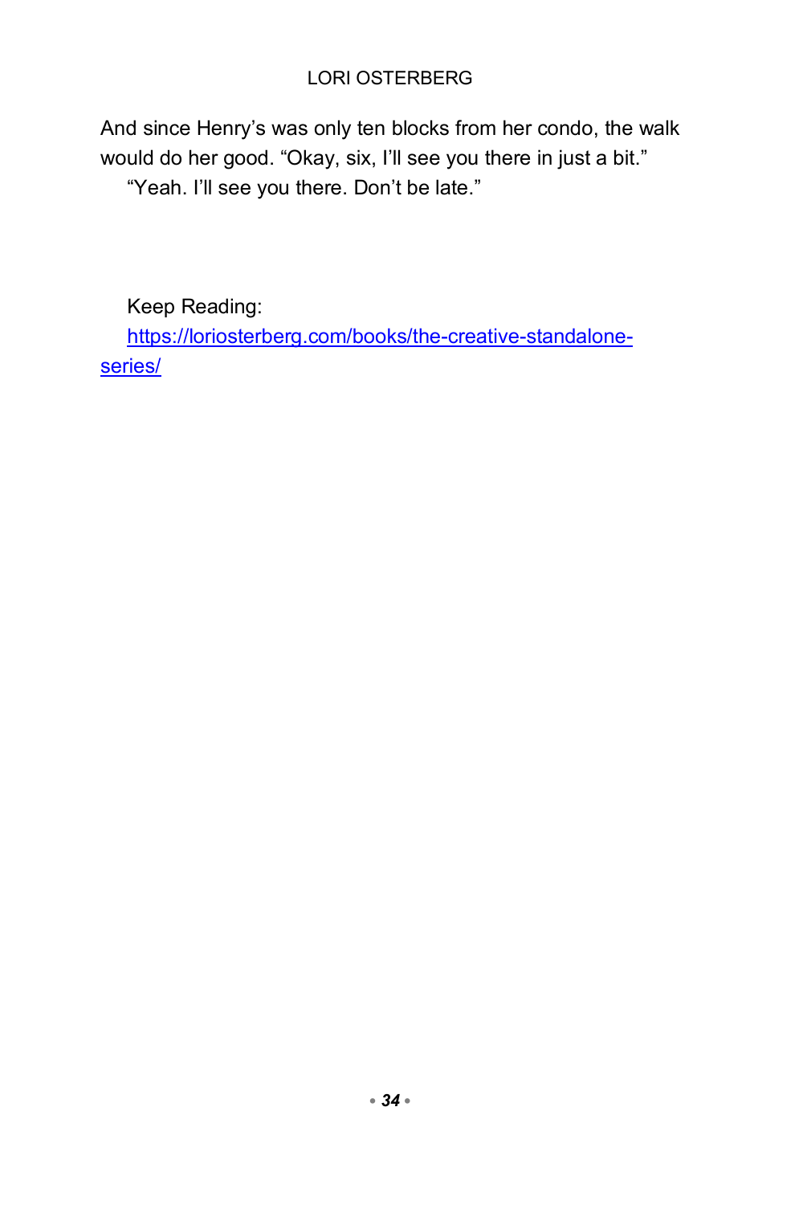And since Henry's was only ten blocks from her condo, the walk would do her good. "Okay, six, I'll see you there in just a bit."

"Yeah. I'll see you there. Don't be late."

Keep Reading:

[https://loriosterberg.com/books/the-creative-standalone-series/](https://loriosterberg.com/books/the-creative-standalone-series/)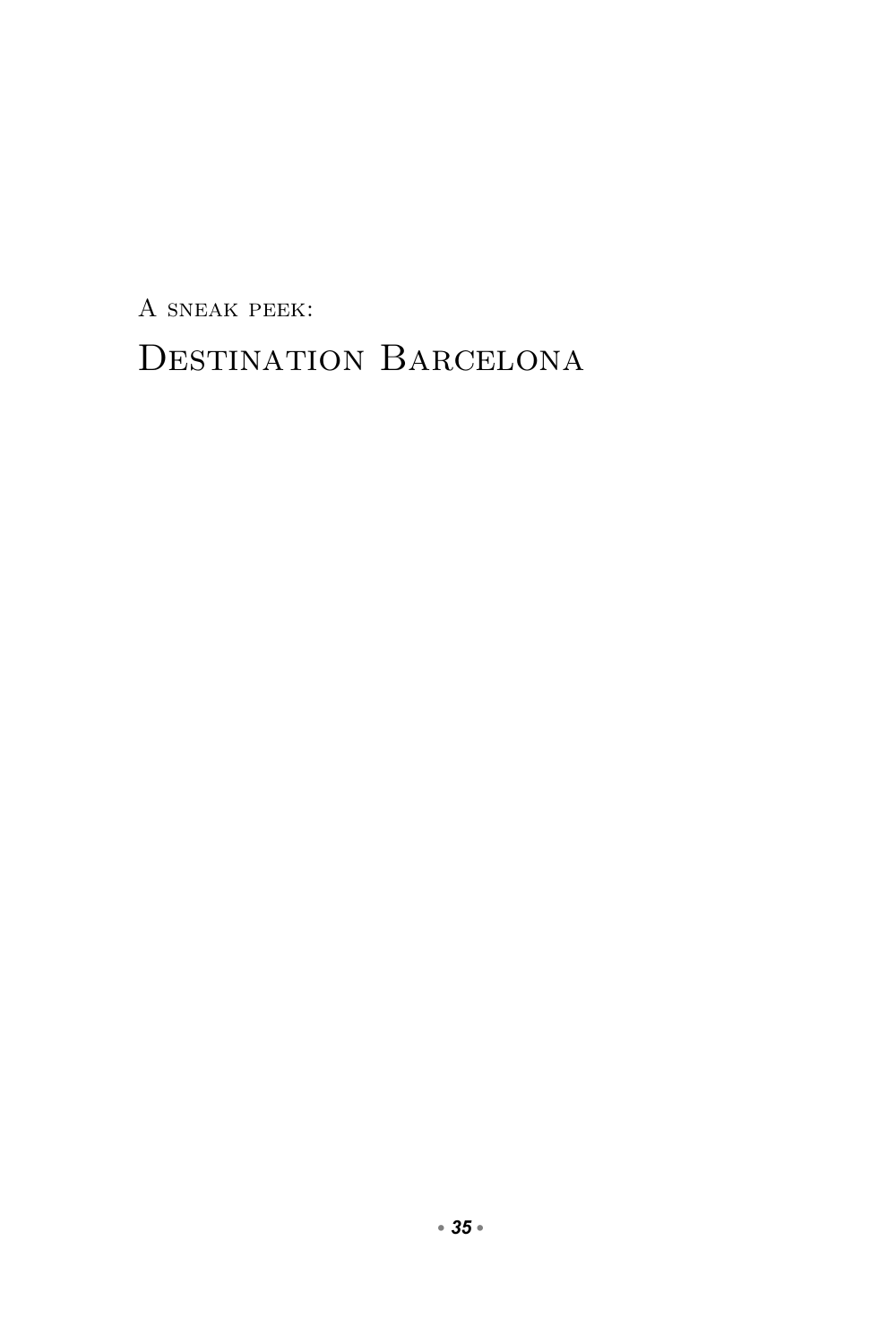A sneak peek:

# Destination Barcelona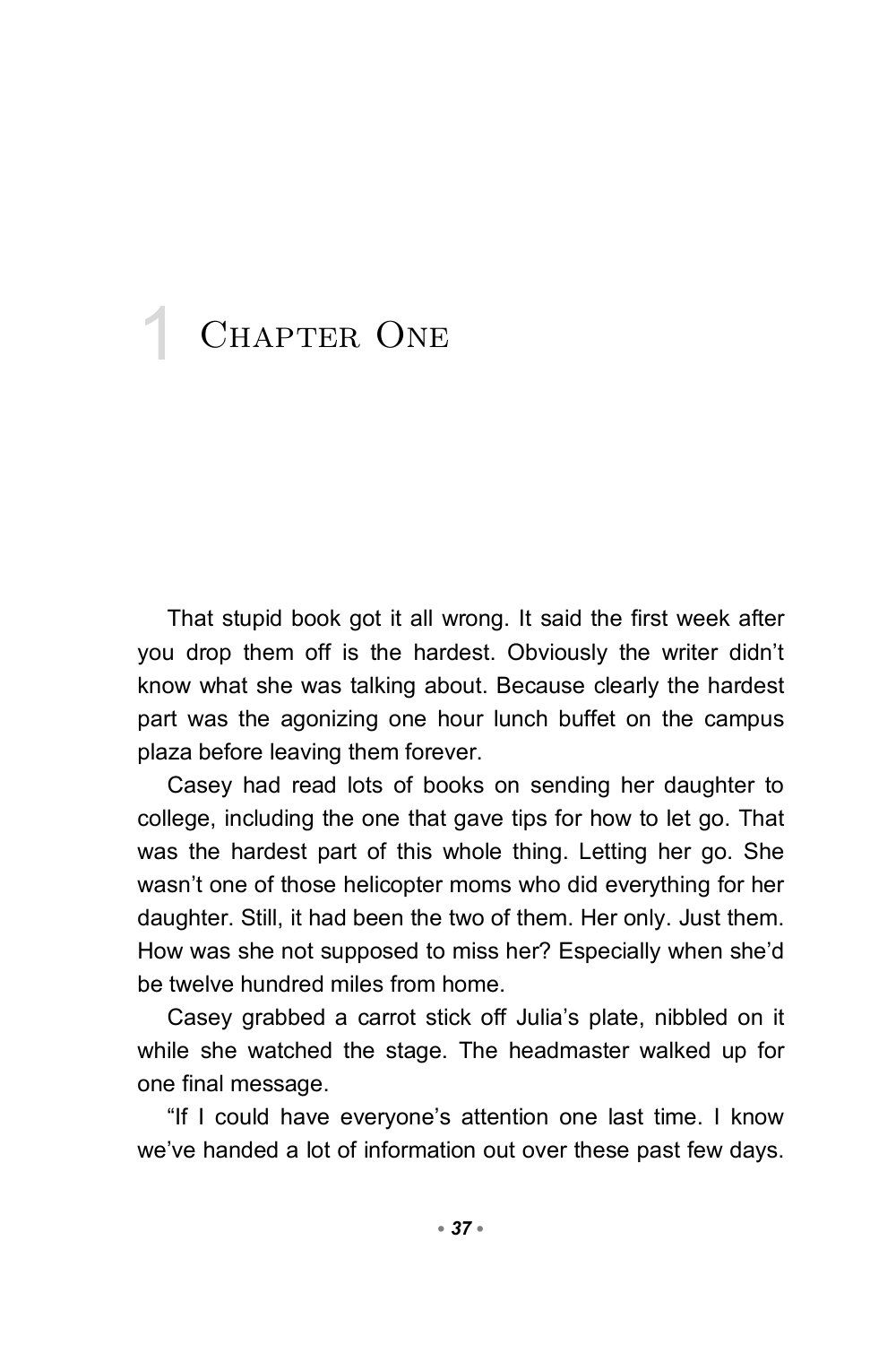# 1 Chapter One

That stupid book got it all wrong. It said the first week after you drop them off is the hardest. Obviously the writer didn't know what she was talking about. Because clearly the hardest part was the agonizing one hour lunch buffet on the campus plaza before leaving them forever.

Casey had read lots of books on sending her daughter to college, including the one that gave tips for how to let go. That was the hardest part of this whole thing. Letting her go. She wasn't one of those helicopter moms who did everything for her daughter. Still, it had been the two of them. Her only. Just them. How was she not supposed to miss her? Especially when she'd be twelve hundred miles from home.

Casey grabbed a carrot stick off Julia's plate, nibbled on it while she watched the stage. The headmaster walked up for one final message.

"If I could have everyone's attention one last time. I know we've handed a lot of information out over these past few days.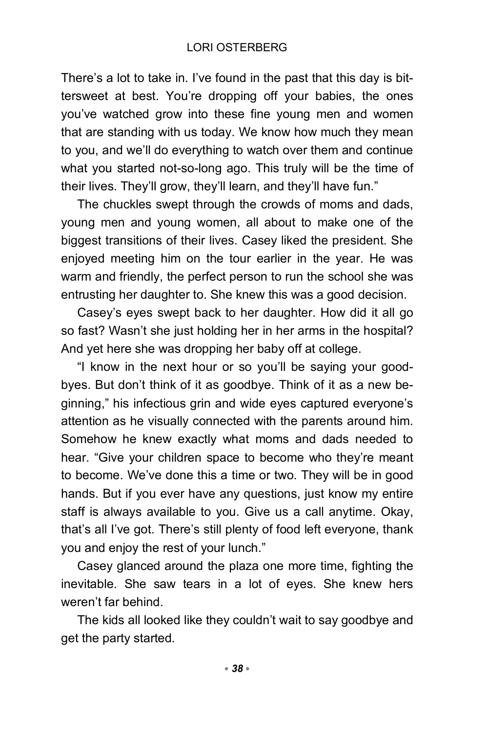There's a lot to take in. I've found in the past that this day is bittersweet at best. You're dropping off your babies, the ones you've watched grow into these fine young men and women that are standing with us today. We know how much they mean to you, and we'll do everything to watch over them and continue what you started not-so-long ago. This truly will be the time of their lives. They'll grow, they'll learn, and they'll have fun."

The chuckles swept through the crowds of moms and dads, young men and young women, all about to make one of the biggest transitions of their lives. Casey liked the president. She enjoyed meeting him on the tour earlier in the year. He was warm and friendly, the perfect person to run the school she was entrusting her daughter to. She knew this was a good decision.

Casey's eyes swept back to her daughter. How did it all go so fast? Wasn't she just holding her in her arms in the hospital? And yet here she was dropping her baby off at college.

"I know in the next hour or so you'll be saying your goodbyes. But don't think of it as goodbye. Think of it as a new beginning," his infectious grin and wide eyes captured everyone's attention as he visually connected with the parents around him. Somehow he knew exactly what moms and dads needed to hear. "Give your children space to become who they're meant to become. We've done this a time or two. They will be in good hands. But if you ever have any questions, just know my entire staff is always available to you. Give us a call anytime. Okay, that's all I've got. There's still plenty of food left everyone, thank you and enjoy the rest of your lunch."

Casey glanced around the plaza one more time, fighting the inevitable. She saw tears in a lot of eyes. She knew hers weren't far behind.

The kids all looked like they couldn't wait to say goodbye and get the party started.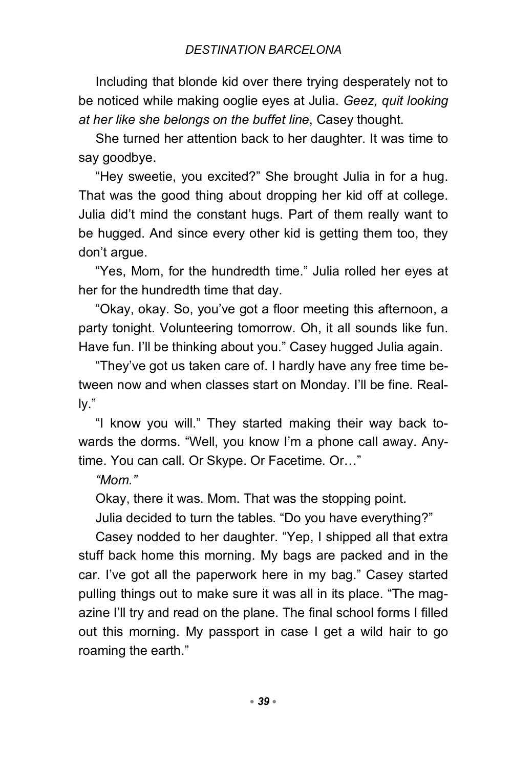Including that blonde kid over there trying desperately not to be noticed while making ooglie eyes at Julia. *Geez, quit looking at her like she belongs on the buffet line*, Casey thought.

She turned her attention back to her daughter. It was time to say goodbye.

"Hey sweetie, you excited?" She brought Julia in for a hug. That was the good thing about dropping her kid off at college. Julia did't mind the constant hugs. Part of them really want to be hugged. And since every other kid is getting them too, they don't argue.

"Yes, Mom, for the hundredth time." Julia rolled her eyes at her for the hundredth time that day.

"Okay, okay. So, you've got a floor meeting this afternoon, a party tonight. Volunteering tomorrow. Oh, it all sounds like fun. Have fun. I'll be thinking about you." Casey hugged Julia again.

"They've got us taken care of. I hardly have any free time between now and when classes start on Monday. I'll be fine. Really."

"I know you will." They started making their way back towards the dorms. "Well, you know I'm a phone call away. Anytime. You can call. Or Skype. Or Facetime. Or…"

*"Mom."*

Okay, there it was. Mom. That was the stopping point.

Julia decided to turn the tables. "Do you have everything?"

Casey nodded to her daughter. "Yep, I shipped all that extra stuff back home this morning. My bags are packed and in the car. I've got all the paperwork here in my bag." Casey started pulling things out to make sure it was all in its place. "The magazine I'll try and read on the plane. The final school forms I filled out this morning. My passport in case I get a wild hair to go roaming the earth."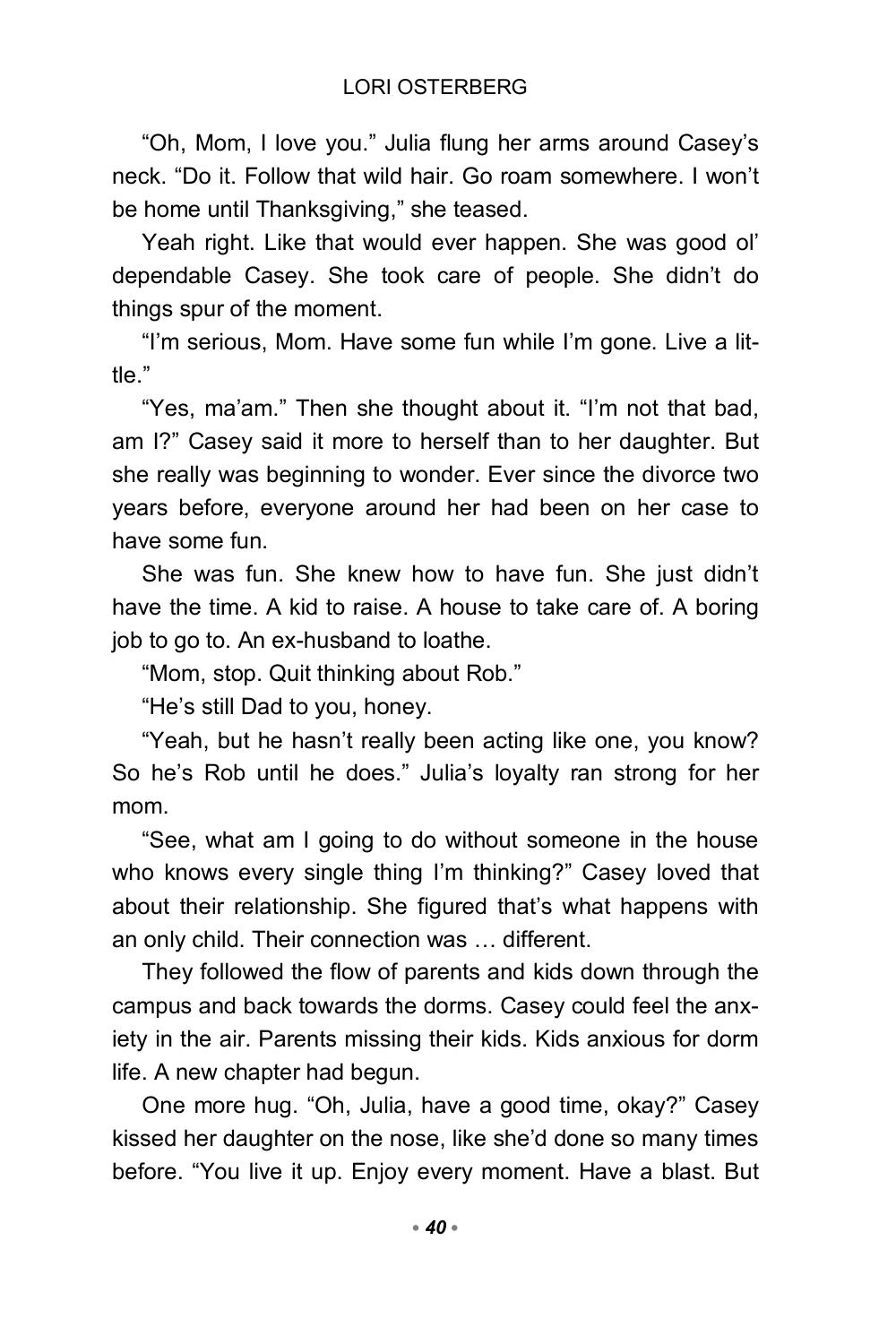"Oh, Mom, I love you." Julia flung her arms around Casey's neck. "Do it. Follow that wild hair. Go roam somewhere. I won't be home until Thanksgiving," she teased.

Yeah right. Like that would ever happen. She was good ol' dependable Casey. She took care of people. She didn't do things spur of the moment.

"I'm serious, Mom. Have some fun while I'm gone. Live a little."

"Yes, ma'am." Then she thought about it. "I'm not that bad, am I?" Casey said it more to herself than to her daughter. But she really was beginning to wonder. Ever since the divorce two years before, everyone around her had been on her case to have some fun.

She was fun. She knew how to have fun. She just didn't have the time. A kid to raise. A house to take care of. A boring job to go to. An ex-husband to loathe.

"Mom, stop. Quit thinking about Rob."

"He's still Dad to you, honey.

"Yeah, but he hasn't really been acting like one, you know? So he's Rob until he does." Julia's loyalty ran strong for her mom.

"See, what am I going to do without someone in the house who knows every single thing I'm thinking?" Casey loved that about their relationship. She figured that's what happens with an only child. Their connection was … different.

They followed the flow of parents and kids down through the campus and back towards the dorms. Casey could feel the anxiety in the air. Parents missing their kids. Kids anxious for dorm life. A new chapter had begun.

One more hug. "Oh, Julia, have a good time, okay?" Casey kissed her daughter on the nose, like she'd done so many times before. "You live it up. Enjoy every moment. Have a blast. But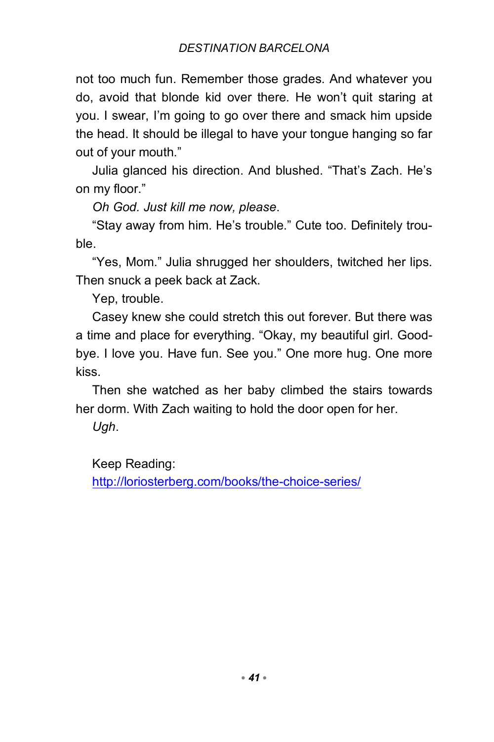not too much fun. Remember those grades. And whatever you do, avoid that blonde kid over there. He won't quit staring at you. I swear, I'm going to go over there and smack him upside the head. It should be illegal to have your tongue hanging so far out of your mouth."

Julia glanced his direction. And blushed. "That's Zach. He's on my floor."

*Oh God. Just kill me now, please*.

"Stay away from him. He's trouble." Cute too. Definitely trouble.

"Yes, Mom." Julia shrugged her shoulders, twitched her lips. Then snuck a peek back at Zack.

Yep, trouble.

Casey knew she could stretch this out forever. But there was a time and place for everything. "Okay, my beautiful girl. Goodbye. I love you. Have fun. See you." One more hug. One more kiss.

Then she watched as her baby climbed the stairs towards her dorm. With Zach waiting to hold the door open for her.

*Ugh*.

Keep Reading:
[http://loriosterberg.com/books/the-choice-series/](http://loriosterberg.com/books/the-choice-series/)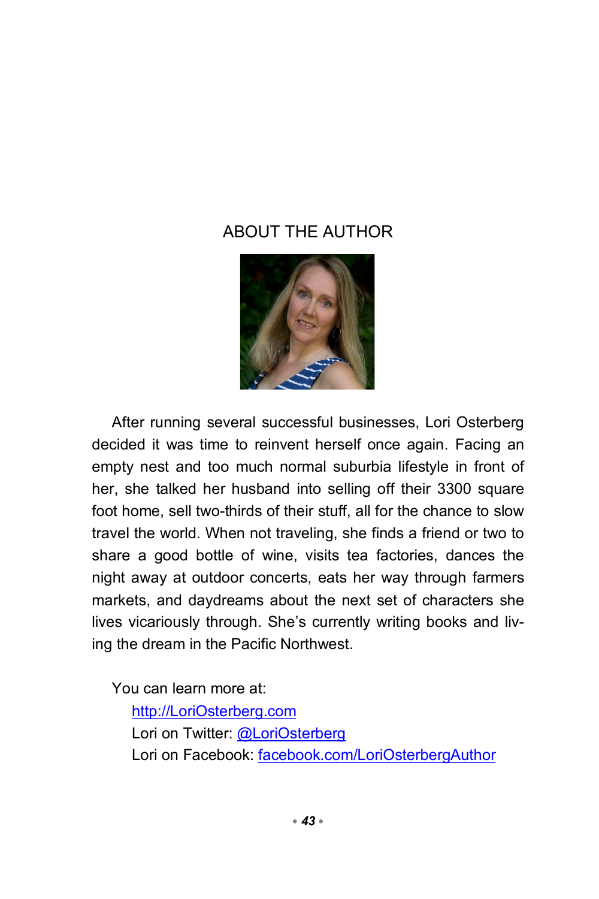## ABOUT THE AUTHOR

After running several successful businesses, Lori Osterberg decided it was time to reinvent herself once again. Facing an empty nest and too much normal suburbia lifestyle in front of her, she talked her husband into selling off their 3300 square foot home, sell two-thirds of their stuff, all for the chance to slow travel the world. When not traveling, she finds a friend or two to share a good bottle of wine, visits tea factories, dances the night away at outdoor concerts, eats her way through farmers markets, and daydreams about the next set of characters she lives vicariously through. She's currently writing books and living the dream in the Pacific Northwest.

You can learn more at:

[http://LoriOsterberg.com](http://LoriOsterberg.com)
Lori on Twitter: [@LoriOsterberg](https://twitter.com/LoriOsterberg)
Lori on Facebook: [facebook.com/LoriOsterbergAuthor](https://facebook.com/LoriOsterbergAuthor)